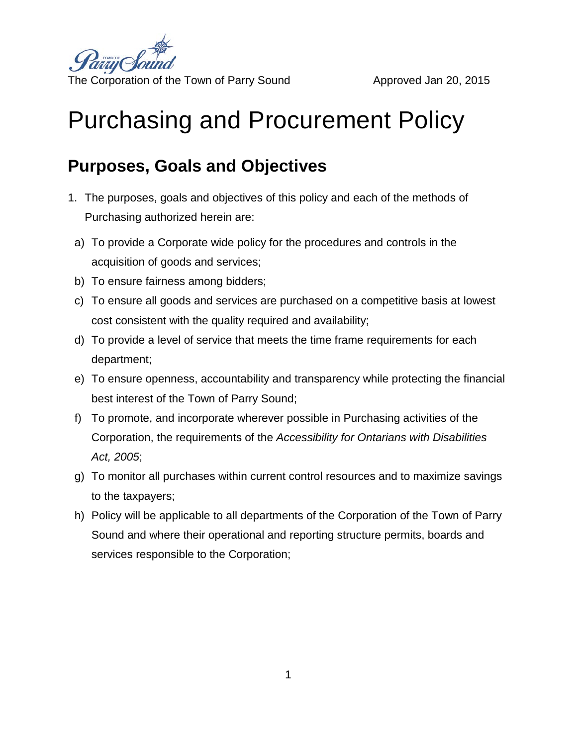The Corporation of the Town of Parry Sound Approved Jan 20, 2015

# Purchasing and Procurement Policy

## Purposes, Goals and Objectives

1. The purposes, goals and objectives of this policy and each of the methods of Purchasing authorized herein are:

   a) To provide a Corporate wide policy for the procedures and controls in the acquisition of goods and services;

   b) To ensure fairness among bidders;

   c) To ensure all goods and services are purchased on a competitive basis at lowest cost consistent with the quality required and availability;

   d) To provide a level of service that meets the time frame requirements for each department;

   e) To ensure openness, accountability and transparency while protecting the financial best interest of the Town of Parry Sound;

   f) To promote, and incorporate wherever possible in Purchasing activities of the Corporation, the requirements of the *Accessibility for Ontarians with Disabilities Act, 2005*;

   g) To monitor all purchases within current control resources and to maximize savings to the taxpayers;

   h) Policy will be applicable to all departments of the Corporation of the Town of Parry Sound and where their operational and reporting structure permits, boards and services responsible to the Corporation;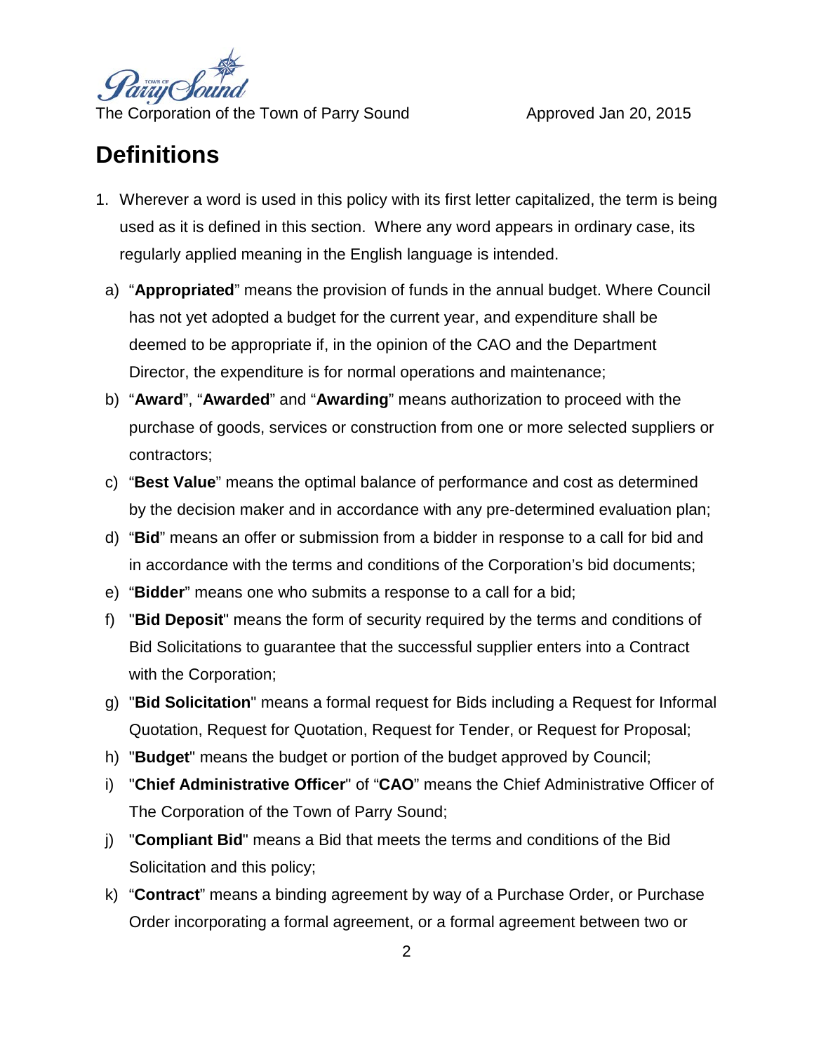# Definitions

1. Wherever a word is used in this policy with its first letter capitalized, the term is being used as it is defined in this section. Where any word appears in ordinary case, its regularly applied meaning in the English language is intended.

   a) "**Appropriated**" means the provision of funds in the annual budget. Where Council has not yet adopted a budget for the current year, and expenditure shall be deemed to be appropriate if, in the opinion of the CAO and the Department Director, the expenditure is for normal operations and maintenance;

   b) "**Award**", "**Awarded**" and "**Awarding**" means authorization to proceed with the purchase of goods, services or construction from one or more selected suppliers or contractors;

   c) "**Best Value**" means the optimal balance of performance and cost as determined by the decision maker and in accordance with any pre-determined evaluation plan;

   d) "**Bid**" means an offer or submission from a bidder in response to a call for bid and in accordance with the terms and conditions of the Corporation's bid documents;

   e) "**Bidder**" means one who submits a response to a call for a bid;

   f) "**Bid Deposit**" means the form of security required by the terms and conditions of Bid Solicitations to guarantee that the successful supplier enters into a Contract with the Corporation;

   g) "**Bid Solicitation**" means a formal request for Bids including a Request for Informal Quotation, Request for Quotation, Request for Tender, or Request for Proposal;

   h) "**Budget**" means the budget or portion of the budget approved by Council;

   i) "**Chief Administrative Officer**" of "**CAO**" means the Chief Administrative Officer of The Corporation of the Town of Parry Sound;

   j) "**Compliant Bid**" means a Bid that meets the terms and conditions of the Bid Solicitation and this policy;

   k) "**Contract**" means a binding agreement by way of a Purchase Order, or Purchase Order incorporating a formal agreement, or a formal agreement between two or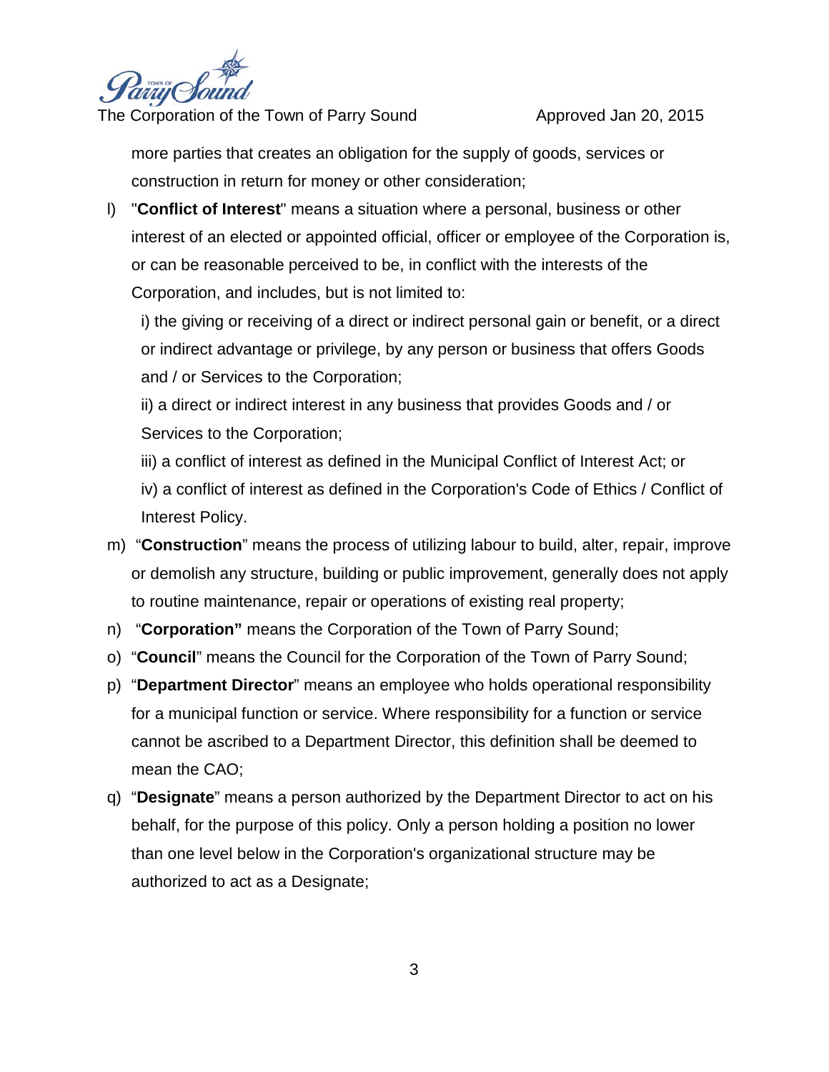more parties that creates an obligation for the supply of goods, services or construction in return for money or other consideration;

l) "**Conflict of Interest**" means a situation where a personal, business or other interest of an elected or appointed official, officer or employee of the Corporation is, or can be reasonable perceived to be, in conflict with the interests of the Corporation, and includes, but is not limited to:

   i) the giving or receiving of a direct or indirect personal gain or benefit, or a direct or indirect advantage or privilege, by any person or business that offers Goods and / or Services to the Corporation;

   ii) a direct or indirect interest in any business that provides Goods and / or Services to the Corporation;

   iii) a conflict of interest as defined in the Municipal Conflict of Interest Act; or

   iv) a conflict of interest as defined in the Corporation's Code of Ethics / Conflict of Interest Policy.

m) "**Construction**" means the process of utilizing labour to build, alter, repair, improve or demolish any structure, building or public improvement, generally does not apply to routine maintenance, repair or operations of existing real property;

n) "**Corporation"** means the Corporation of the Town of Parry Sound;

o) "**Council**" means the Council for the Corporation of the Town of Parry Sound;

p) "**Department Director**" means an employee who holds operational responsibility for a municipal function or service. Where responsibility for a function or service cannot be ascribed to a Department Director, this definition shall be deemed to mean the CAO;

q) "**Designate**" means a person authorized by the Department Director to act on his behalf, for the purpose of this policy. Only a person holding a position no lower than one level below in the Corporation's organizational structure may be authorized to act as a Designate;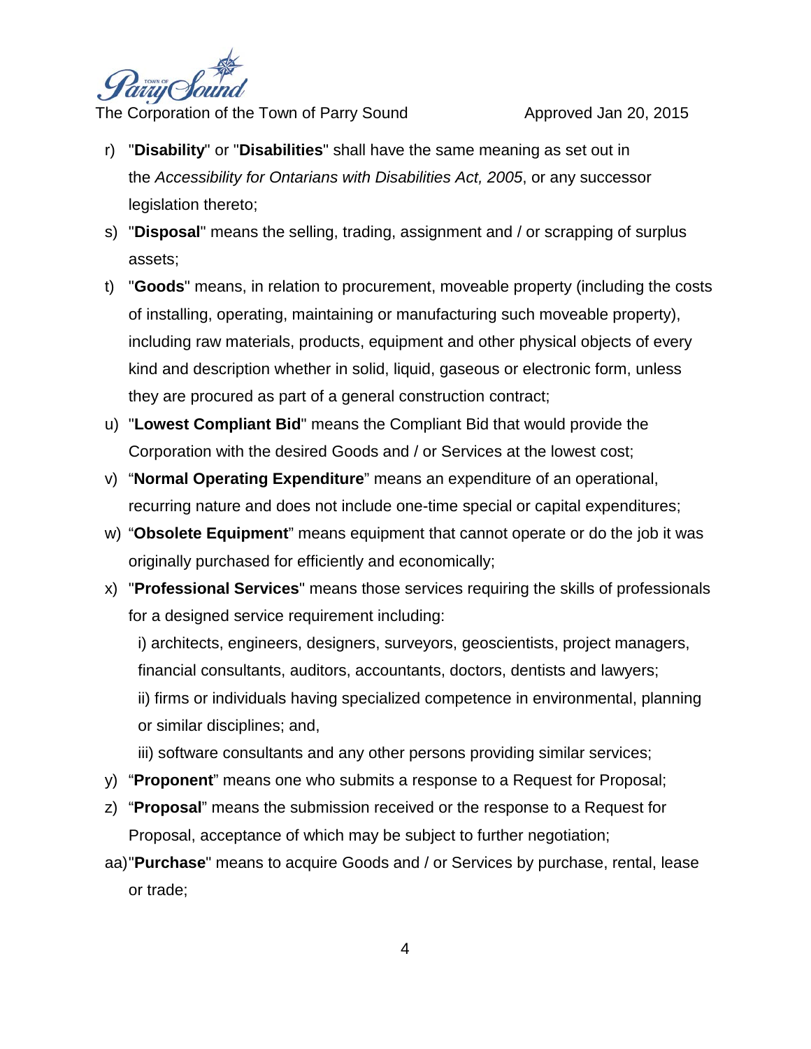r) "**Disability**" or "**Disabilities**" shall have the same meaning as set out in the *Accessibility for Ontarians with Disabilities Act, 2005*, or any successor legislation thereto;

s) "**Disposal**" means the selling, trading, assignment and / or scrapping of surplus assets;

t) "**Goods**" means, in relation to procurement, moveable property (including the costs of installing, operating, maintaining or manufacturing such moveable property), including raw materials, products, equipment and other physical objects of every kind and description whether in solid, liquid, gaseous or electronic form, unless they are procured as part of a general construction contract;

u) "**Lowest Compliant Bid**" means the Compliant Bid that would provide the Corporation with the desired Goods and / or Services at the lowest cost;

v) "**Normal Operating Expenditure**" means an expenditure of an operational, recurring nature and does not include one-time special or capital expenditures;

w) "**Obsolete Equipment**" means equipment that cannot operate or do the job it was originally purchased for efficiently and economically;

x) "**Professional Services**" means those services requiring the skills of professionals for a designed service requirement including:

   i) architects, engineers, designers, surveyors, geoscientists, project managers, financial consultants, auditors, accountants, doctors, dentists and lawyers;

   ii) firms or individuals having specialized competence in environmental, planning or similar disciplines; and,

   iii) software consultants and any other persons providing similar services;

y) "**Proponent**" means one who submits a response to a Request for Proposal;

z) "**Proposal**" means the submission received or the response to a Request for Proposal, acceptance of which may be subject to further negotiation;

aa) "**Purchase**" means to acquire Goods and / or Services by purchase, rental, lease or trade;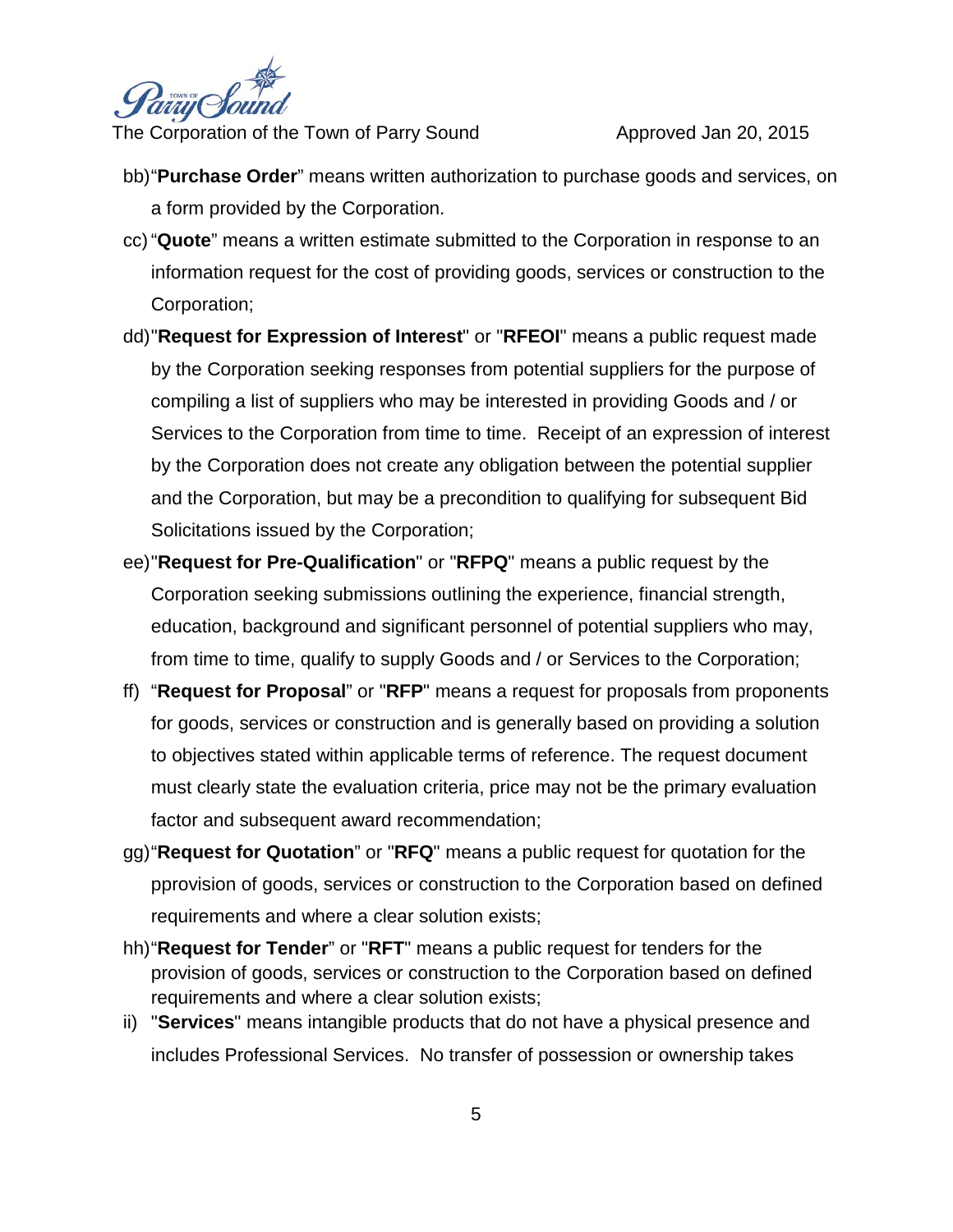bb) "**Purchase Order**" means written authorization to purchase goods and services, on a form provided by the Corporation.

cc) "**Quote**" means a written estimate submitted to the Corporation in response to an information request for the cost of providing goods, services or construction to the Corporation;

dd) "**Request for Expression of Interest**" or "**RFEOI**" means a public request made by the Corporation seeking responses from potential suppliers for the purpose of compiling a list of suppliers who may be interested in providing Goods and / or Services to the Corporation from time to time. Receipt of an expression of interest by the Corporation does not create any obligation between the potential supplier and the Corporation, but may be a precondition to qualifying for subsequent Bid Solicitations issued by the Corporation;

ee) "**Request for Pre-Qualification**" or "**RFPQ**" means a public request by the Corporation seeking submissions outlining the experience, financial strength, education, background and significant personnel of potential suppliers who may, from time to time, qualify to supply Goods and / or Services to the Corporation;

ff) "**Request for Proposal**" or "**RFP**" means a request for proposals from proponents for goods, services or construction and is generally based on providing a solution to objectives stated within applicable terms of reference. The request document must clearly state the evaluation criteria, price may not be the primary evaluation factor and subsequent award recommendation;

gg) "**Request for Quotation**" or "**RFQ**" means a public request for quotation for the pprovision of goods, services or construction to the Corporation based on defined requirements and where a clear solution exists;

hh) "**Request for Tender**" or "**RFT**" means a public request for tenders for the provision of goods, services or construction to the Corporation based on defined requirements and where a clear solution exists;

ii) "**Services**" means intangible products that do not have a physical presence and includes Professional Services. No transfer of possession or ownership takes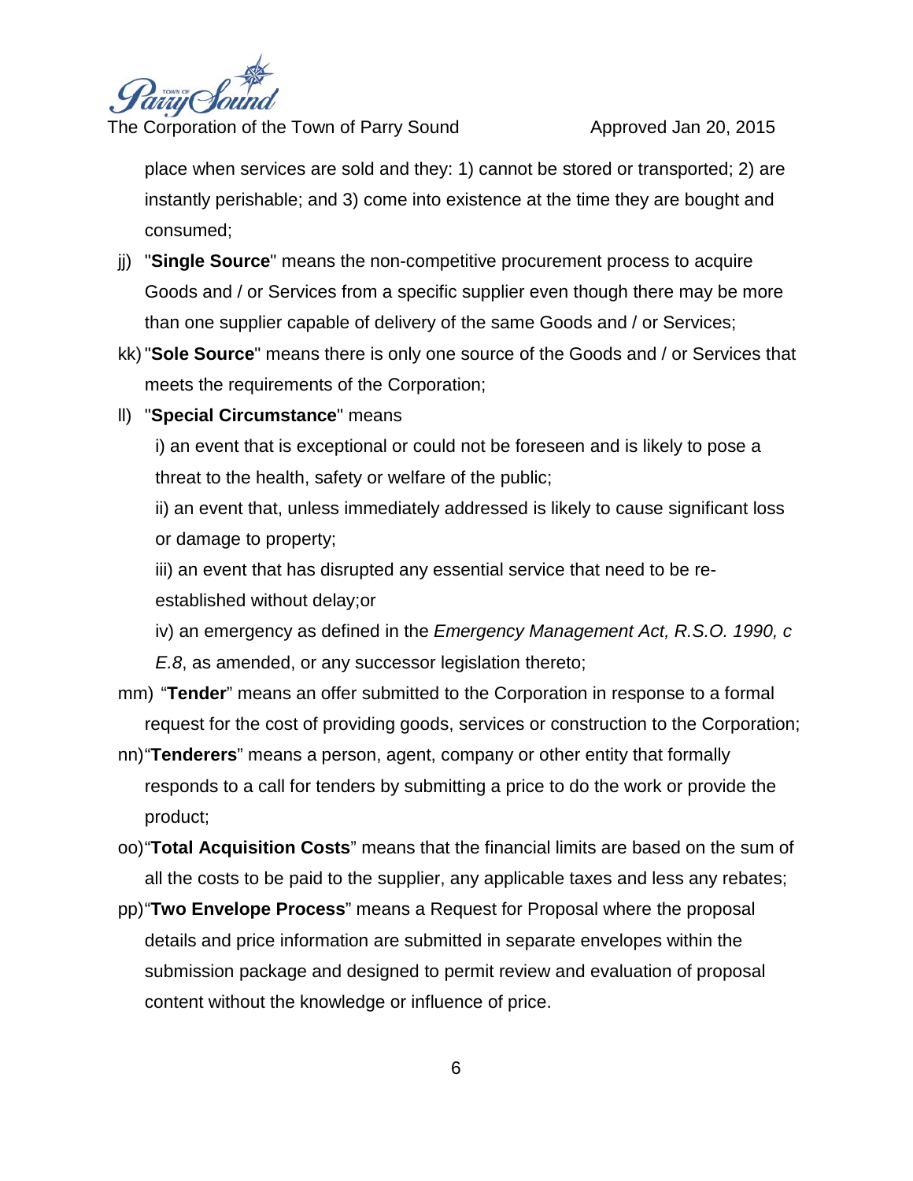place when services are sold and they: 1) cannot be stored or transported; 2) are instantly perishable; and 3) come into existence at the time they are bought and consumed;

jj) "**Single Source**" means the non-competitive procurement process to acquire Goods and / or Services from a specific supplier even though there may be more than one supplier capable of delivery of the same Goods and / or Services;

kk) "**Sole Source**" means there is only one source of the Goods and / or Services that meets the requirements of the Corporation;

ll) "**Special Circumstance**" means

i) an event that is exceptional or could not be foreseen and is likely to pose a threat to the health, safety or welfare of the public;

ii) an event that, unless immediately addressed is likely to cause significant loss or damage to property;

iii) an event that has disrupted any essential service that need to be re-established without delay;or

iv) an emergency as defined in the *Emergency Management Act, R.S.O. 1990, c E.8*, as amended, or any successor legislation thereto;

mm) "**Tender**" means an offer submitted to the Corporation in response to a formal request for the cost of providing goods, services or construction to the Corporation;

nn) "**Tenderers**" means a person, agent, company or other entity that formally responds to a call for tenders by submitting a price to do the work or provide the product;

oo) "**Total Acquisition Costs**" means that the financial limits are based on the sum of all the costs to be paid to the supplier, any applicable taxes and less any rebates;

pp) "**Two Envelope Process**" means a Request for Proposal where the proposal details and price information are submitted in separate envelopes within the submission package and designed to permit review and evaluation of proposal content without the knowledge or influence of price.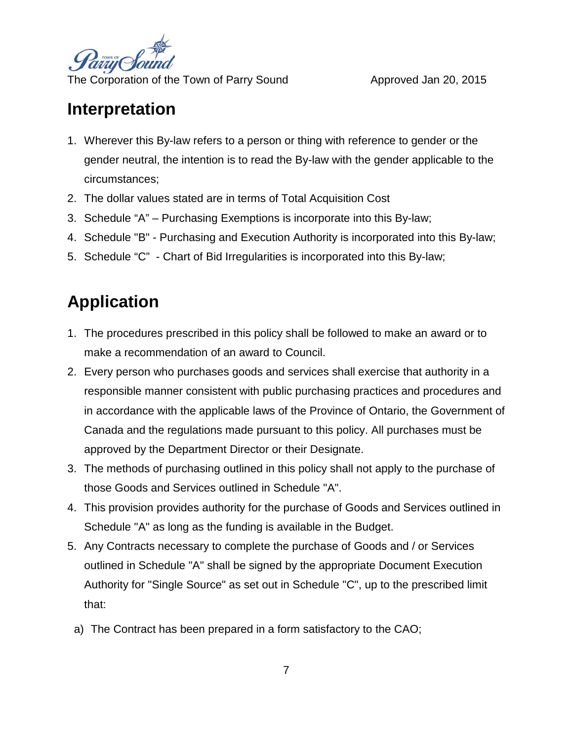## Interpretation

1. Wherever this By-law refers to a person or thing with reference to gender or the gender neutral, the intention is to read the By-law with the gender applicable to the circumstances;
2. The dollar values stated are in terms of Total Acquisition Cost
3. Schedule “A” – Purchasing Exemptions is incorporate into this By-law;
4. Schedule "B" - Purchasing and Execution Authority is incorporated into this By-law;
5. Schedule “C” - Chart of Bid Irregularities is incorporated into this By-law;

## Application

1. The procedures prescribed in this policy shall be followed to make an award or to make a recommendation of an award to Council.
2. Every person who purchases goods and services shall exercise that authority in a responsible manner consistent with public purchasing practices and procedures and in accordance with the applicable laws of the Province of Ontario, the Government of Canada and the regulations made pursuant to this policy. All purchases must be approved by the Department Director or their Designate.
3. The methods of purchasing outlined in this policy shall not apply to the purchase of those Goods and Services outlined in Schedule "A".
4. This provision provides authority for the purchase of Goods and Services outlined in Schedule "A" as long as the funding is available in the Budget.
5. Any Contracts necessary to complete the purchase of Goods and / or Services outlined in Schedule "A" shall be signed by the appropriate Document Execution Authority for "Single Source" as set out in Schedule "C", up to the prescribed limit that:

   a) The Contract has been prepared in a form satisfactory to the CAO;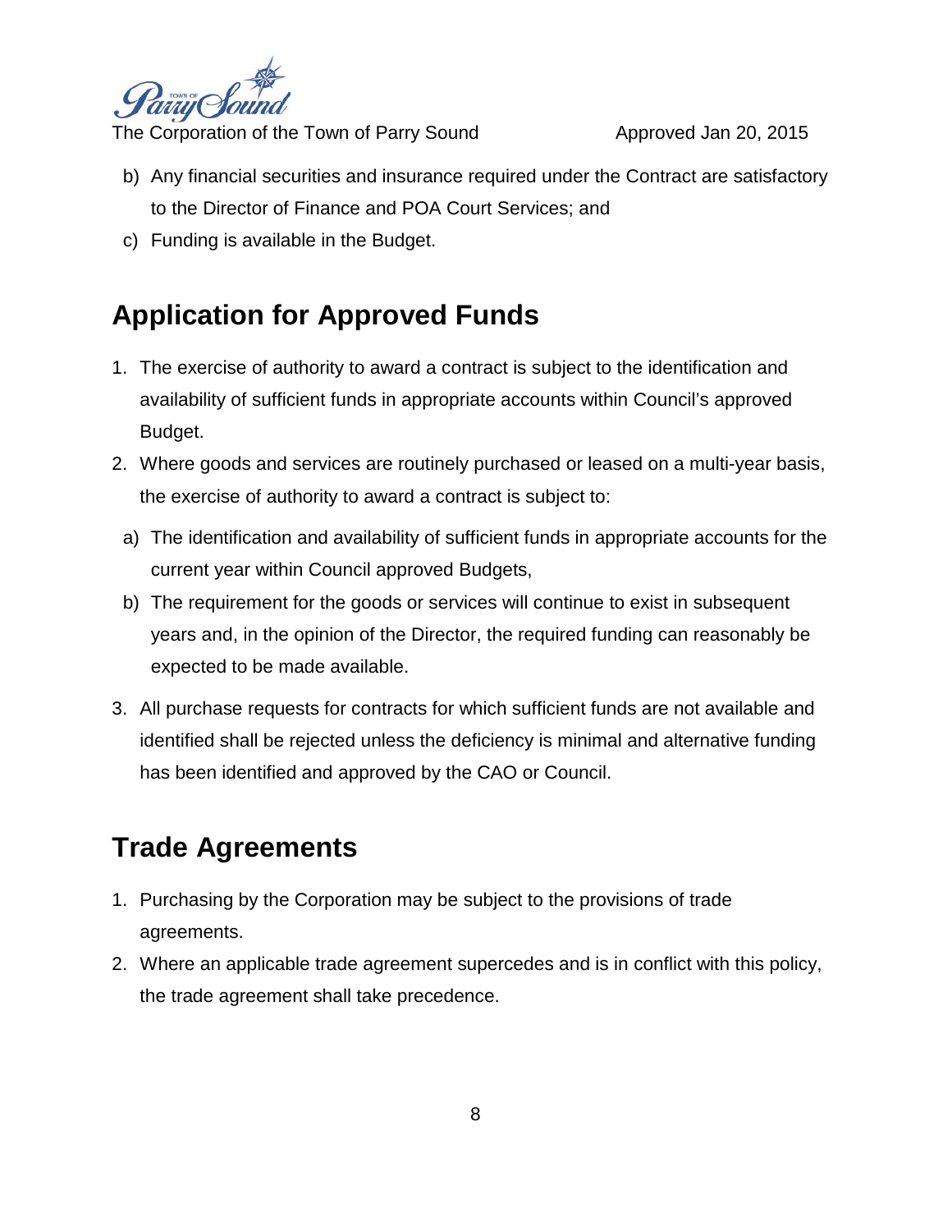b) Any financial securities and insurance required under the Contract are satisfactory to the Director of Finance and POA Court Services; and
c) Funding is available in the Budget.

## Application for Approved Funds

1. The exercise of authority to award a contract is subject to the identification and availability of sufficient funds in appropriate accounts within Council's approved Budget.
2. Where goods and services are routinely purchased or leased on a multi-year basis, the exercise of authority to award a contract is subject to:
   a) The identification and availability of sufficient funds in appropriate accounts for the current year within Council approved Budgets,
   b) The requirement for the goods or services will continue to exist in subsequent years and, in the opinion of the Director, the required funding can reasonably be expected to be made available.
3. All purchase requests for contracts for which sufficient funds are not available and identified shall be rejected unless the deficiency is minimal and alternative funding has been identified and approved by the CAO or Council.

## Trade Agreements

1. Purchasing by the Corporation may be subject to the provisions of trade agreements.
2. Where an applicable trade agreement supercedes and is in conflict with this policy, the trade agreement shall take precedence.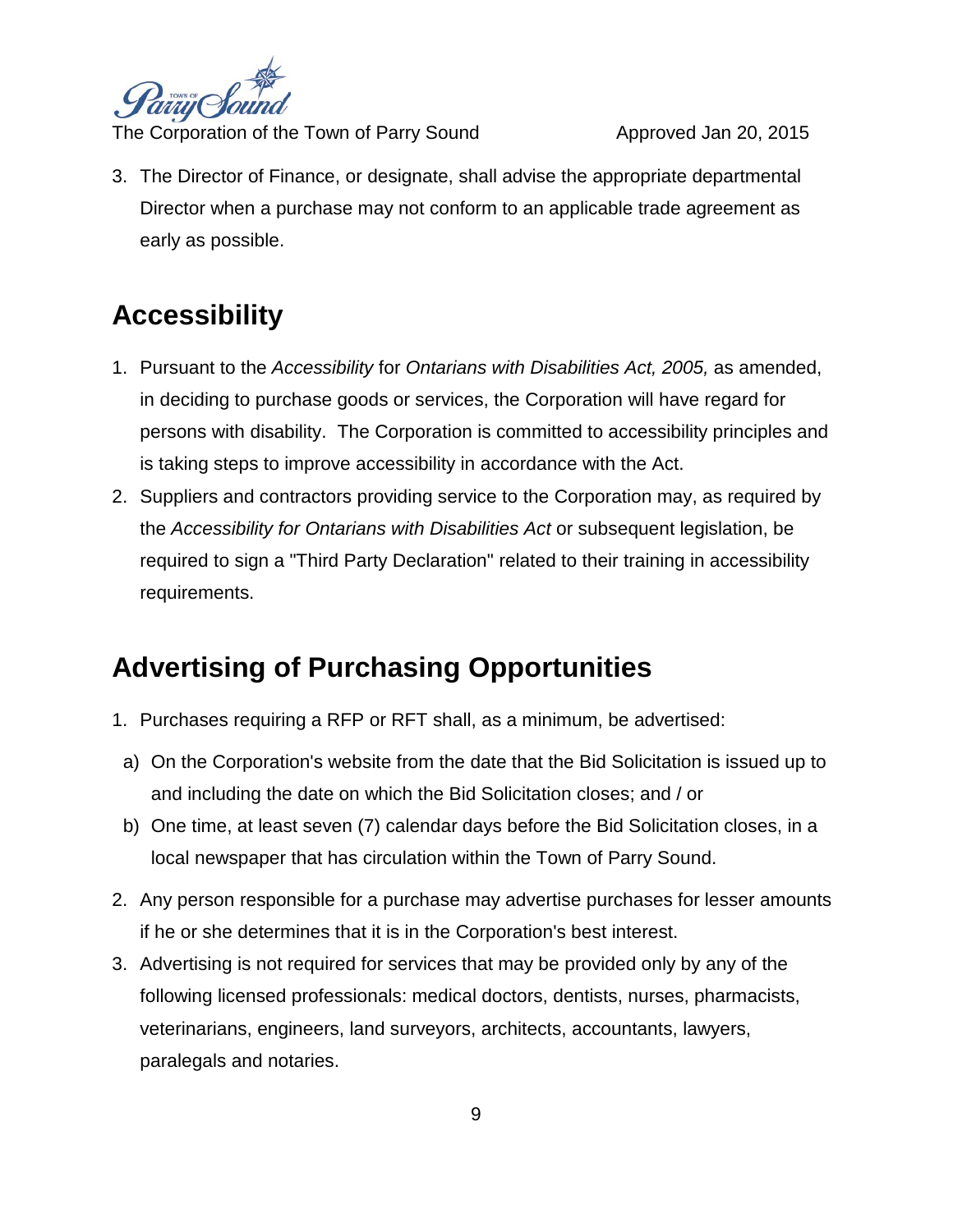3. The Director of Finance, or designate, shall advise the appropriate departmental Director when a purchase may not conform to an applicable trade agreement as early as possible.

## Accessibility

1. Pursuant to the *Accessibility* for *Ontarians with Disabilities Act, 2005,* as amended, in deciding to purchase goods or services, the Corporation will have regard for persons with disability. The Corporation is committed to accessibility principles and is taking steps to improve accessibility in accordance with the Act.
2. Suppliers and contractors providing service to the Corporation may, as required by the *Accessibility for Ontarians with Disabilities Act* or subsequent legislation, be required to sign a "Third Party Declaration" related to their training in accessibility requirements.

## Advertising of Purchasing Opportunities

1. Purchases requiring a RFP or RFT shall, as a minimum, be advertised:
   a) On the Corporation's website from the date that the Bid Solicitation is issued up to and including the date on which the Bid Solicitation closes; and / or
   b) One time, at least seven (7) calendar days before the Bid Solicitation closes, in a local newspaper that has circulation within the Town of Parry Sound.
2. Any person responsible for a purchase may advertise purchases for lesser amounts if he or she determines that it is in the Corporation's best interest.
3. Advertising is not required for services that may be provided only by any of the following licensed professionals: medical doctors, dentists, nurses, pharmacists, veterinarians, engineers, land surveyors, architects, accountants, lawyers, paralegals and notaries.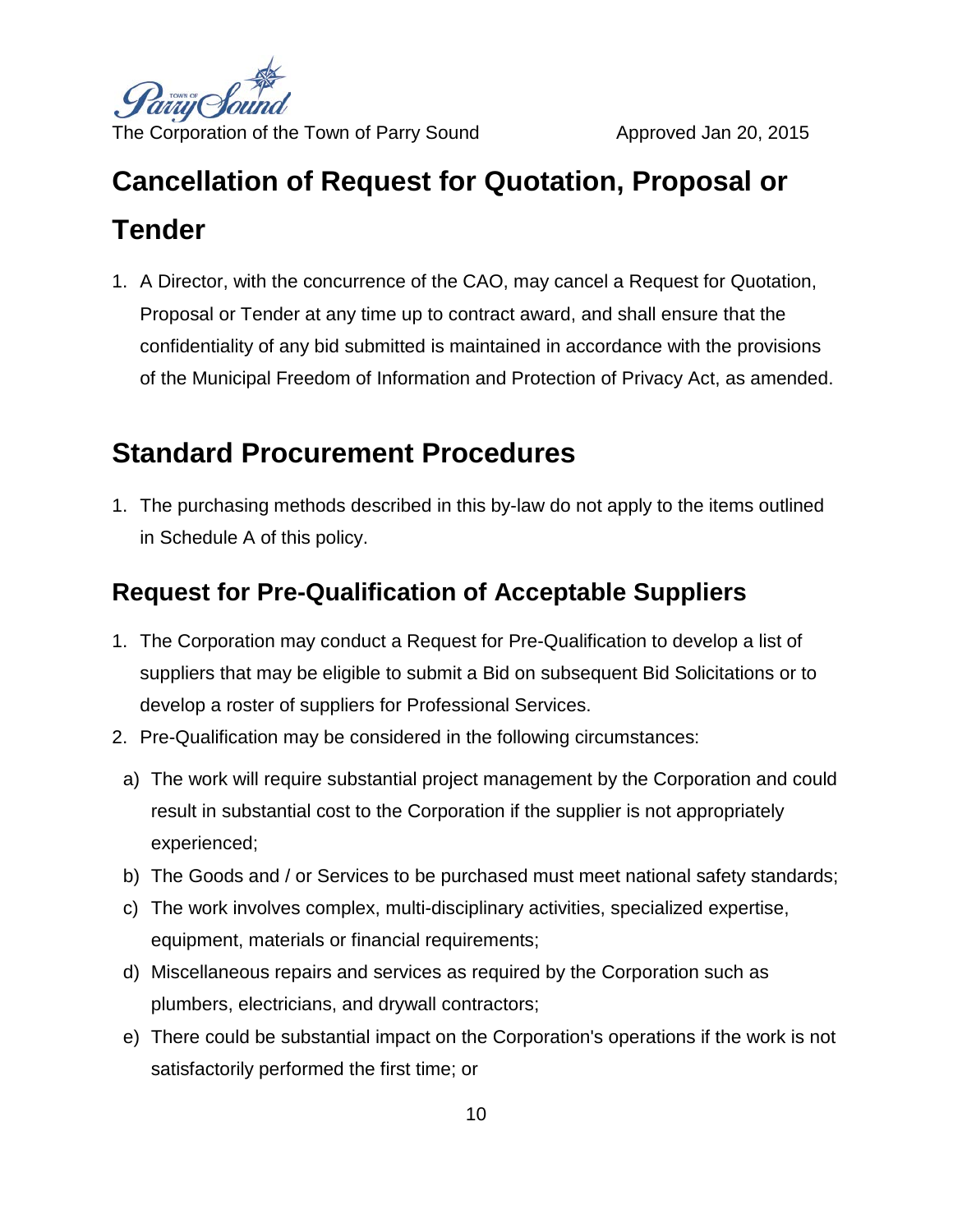# Cancellation of Request for Quotation, Proposal or Tender

1. A Director, with the concurrence of the CAO, may cancel a Request for Quotation, Proposal or Tender at any time up to contract award, and shall ensure that the confidentiality of any bid submitted is maintained in accordance with the provisions of the Municipal Freedom of Information and Protection of Privacy Act, as amended.

# Standard Procurement Procedures

1. The purchasing methods described in this by-law do not apply to the items outlined in Schedule A of this policy.

## Request for Pre-Qualification of Acceptable Suppliers

1. The Corporation may conduct a Request for Pre-Qualification to develop a list of suppliers that may be eligible to submit a Bid on subsequent Bid Solicitations or to develop a roster of suppliers for Professional Services.
2. Pre-Qualification may be considered in the following circumstances:

   a) The work will require substantial project management by the Corporation and could result in substantial cost to the Corporation if the supplier is not appropriately experienced;

   b) The Goods and / or Services to be purchased must meet national safety standards;

   c) The work involves complex, multi-disciplinary activities, specialized expertise, equipment, materials or financial requirements;

   d) Miscellaneous repairs and services as required by the Corporation such as plumbers, electricians, and drywall contractors;

   e) There could be substantial impact on the Corporation's operations if the work is not satisfactorily performed the first time; or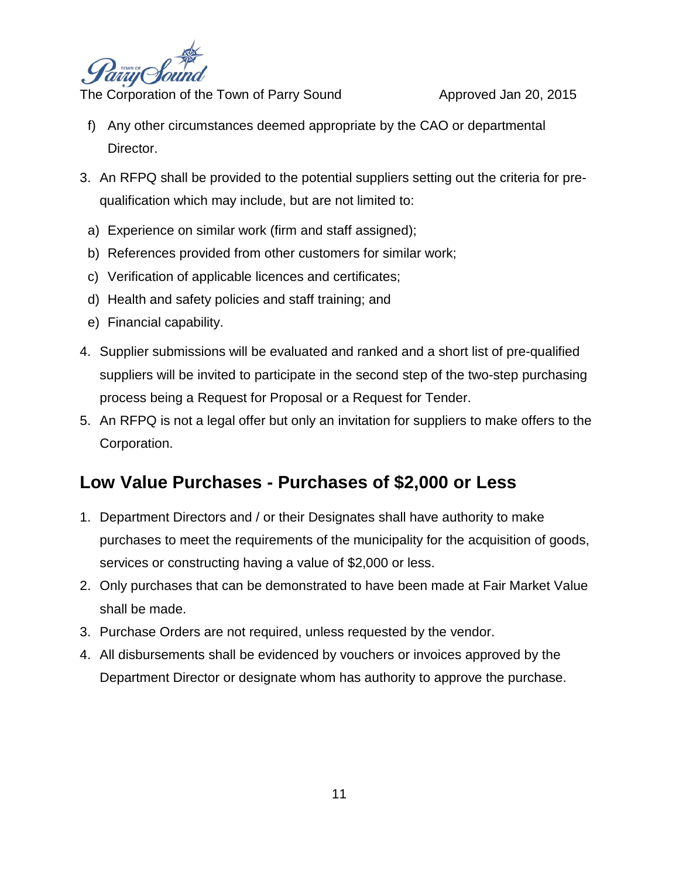f) Any other circumstances deemed appropriate by the CAO or departmental Director.

3. An RFPQ shall be provided to the potential suppliers setting out the criteria for pre-qualification which may include, but are not limited to:

   a) Experience on similar work (firm and staff assigned);
   b) References provided from other customers for similar work;
   c) Verification of applicable licences and certificates;
   d) Health and safety policies and staff training; and
   e) Financial capability.

4. Supplier submissions will be evaluated and ranked and a short list of pre-qualified suppliers will be invited to participate in the second step of the two-step purchasing process being a Request for Proposal or a Request for Tender.
5. An RFPQ is not a legal offer but only an invitation for suppliers to make offers to the Corporation.

## Low Value Purchases - Purchases of $2,000 or Less

1. Department Directors and / or their Designates shall have authority to make purchases to meet the requirements of the municipality for the acquisition of goods, services or constructing having a value of $2,000 or less.
2. Only purchases that can be demonstrated to have been made at Fair Market Value shall be made.
3. Purchase Orders are not required, unless requested by the vendor.
4. All disbursements shall be evidenced by vouchers or invoices approved by the Department Director or designate whom has authority to approve the purchase.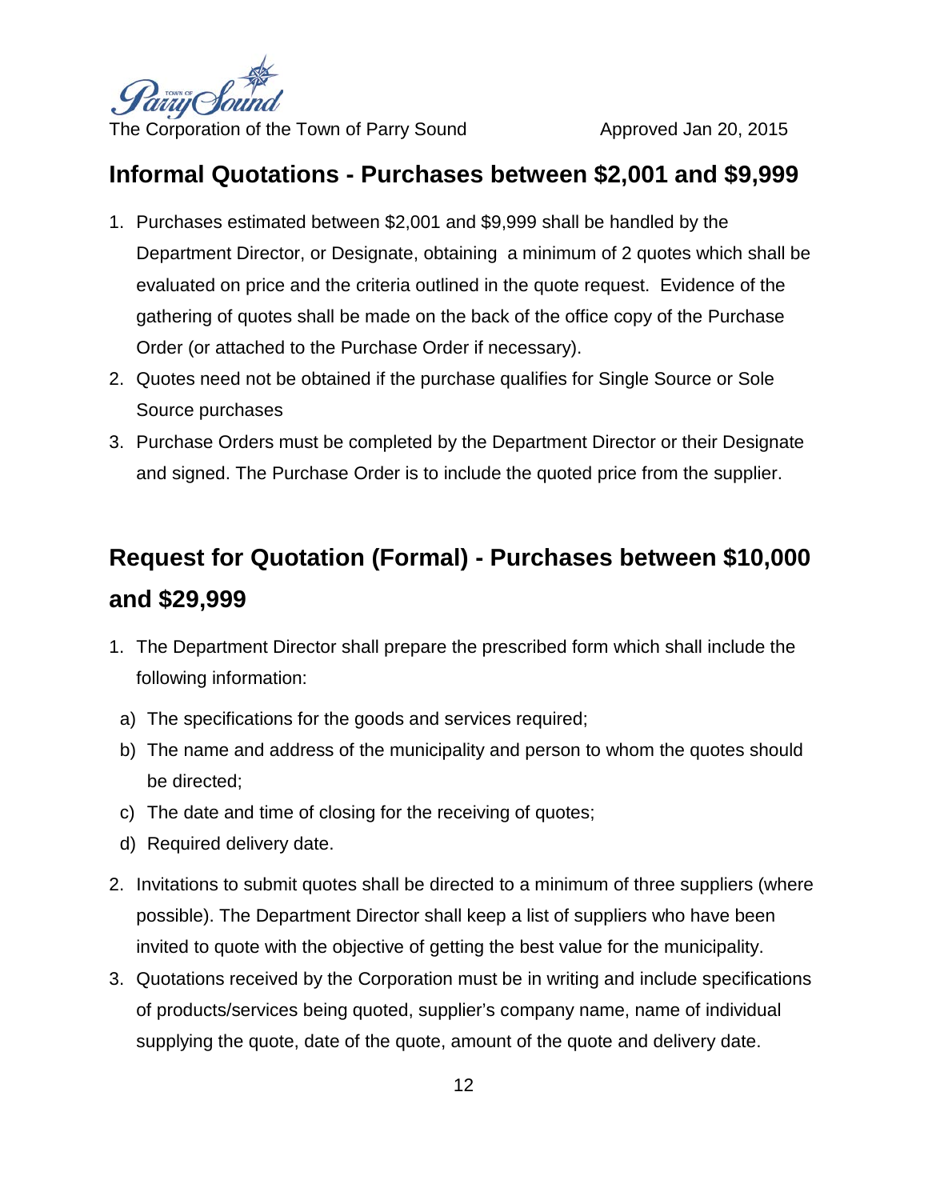## Informal Quotations - Purchases between $2,001 and $9,999

1. Purchases estimated between $2,001 and $9,999 shall be handled by the Department Director, or Designate, obtaining a minimum of 2 quotes which shall be evaluated on price and the criteria outlined in the quote request. Evidence of the gathering of quotes shall be made on the back of the office copy of the Purchase Order (or attached to the Purchase Order if necessary).
2. Quotes need not be obtained if the purchase qualifies for Single Source or Sole Source purchases
3. Purchase Orders must be completed by the Department Director or their Designate and signed. The Purchase Order is to include the quoted price from the supplier.

## Request for Quotation (Formal) - Purchases between $10,000 and $29,999

1. The Department Director shall prepare the prescribed form which shall include the following information:
   a) The specifications for the goods and services required;
   b) The name and address of the municipality and person to whom the quotes should be directed;
   c) The date and time of closing for the receiving of quotes;
   d) Required delivery date.
2. Invitations to submit quotes shall be directed to a minimum of three suppliers (where possible). The Department Director shall keep a list of suppliers who have been invited to quote with the objective of getting the best value for the municipality.
3. Quotations received by the Corporation must be in writing and include specifications of products/services being quoted, supplier's company name, name of individual supplying the quote, date of the quote, amount of the quote and delivery date.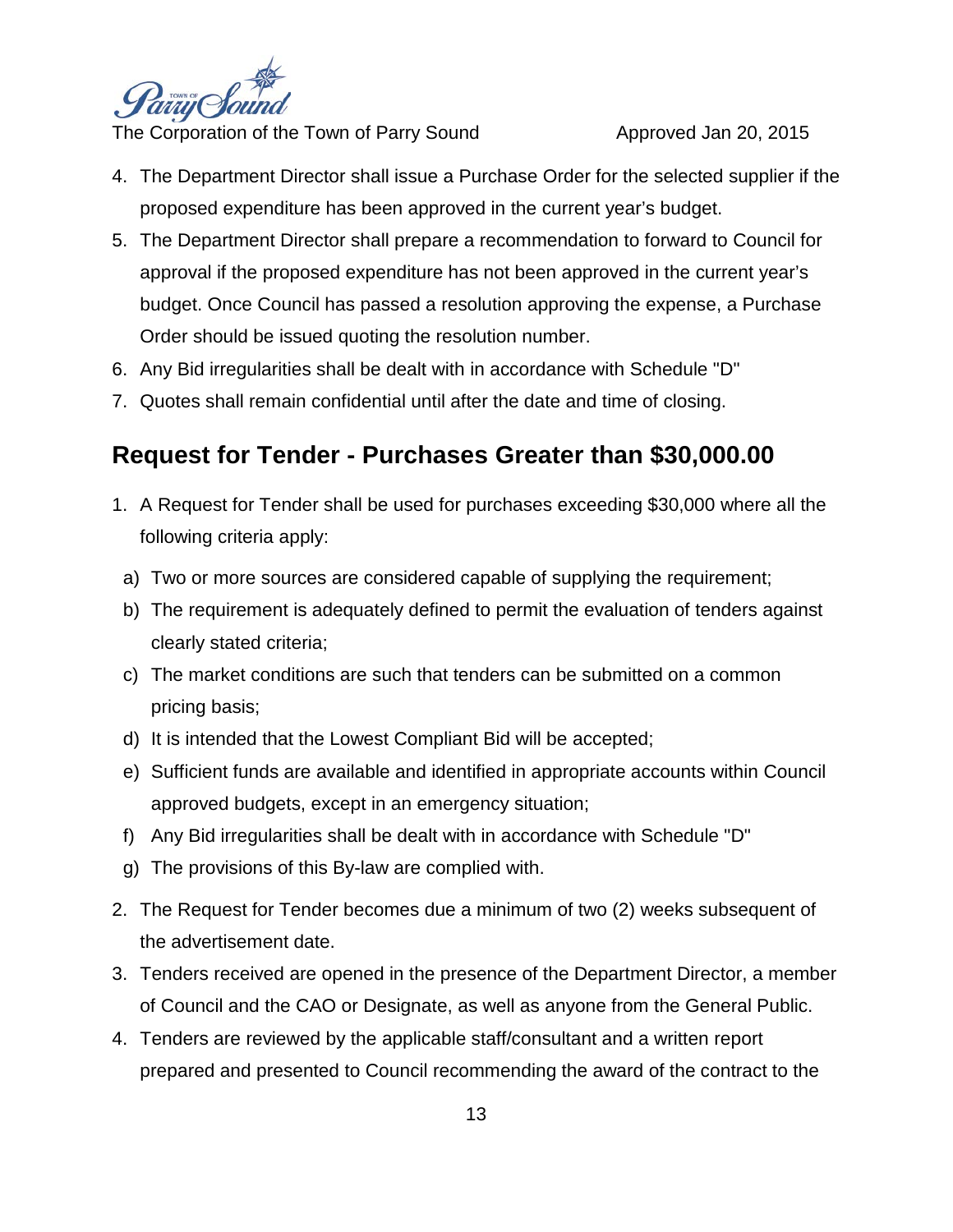4. The Department Director shall issue a Purchase Order for the selected supplier if the proposed expenditure has been approved in the current year's budget.
5. The Department Director shall prepare a recommendation to forward to Council for approval if the proposed expenditure has not been approved in the current year's budget. Once Council has passed a resolution approving the expense, a Purchase Order should be issued quoting the resolution number.
6. Any Bid irregularities shall be dealt with in accordance with Schedule "D"
7. Quotes shall remain confidential until after the date and time of closing.

## Request for Tender - Purchases Greater than $30,000.00

1. A Request for Tender shall be used for purchases exceeding $30,000 where all the following criteria apply:
   a) Two or more sources are considered capable of supplying the requirement;
   b) The requirement is adequately defined to permit the evaluation of tenders against clearly stated criteria;
   c) The market conditions are such that tenders can be submitted on a common pricing basis;
   d) It is intended that the Lowest Compliant Bid will be accepted;
   e) Sufficient funds are available and identified in appropriate accounts within Council approved budgets, except in an emergency situation;
   f) Any Bid irregularities shall be dealt with in accordance with Schedule "D"
   g) The provisions of this By-law are complied with.
2. The Request for Tender becomes due a minimum of two (2) weeks subsequent of the advertisement date.
3. Tenders received are opened in the presence of the Department Director, a member of Council and the CAO or Designate, as well as anyone from the General Public.
4. Tenders are reviewed by the applicable staff/consultant and a written report prepared and presented to Council recommending the award of the contract to the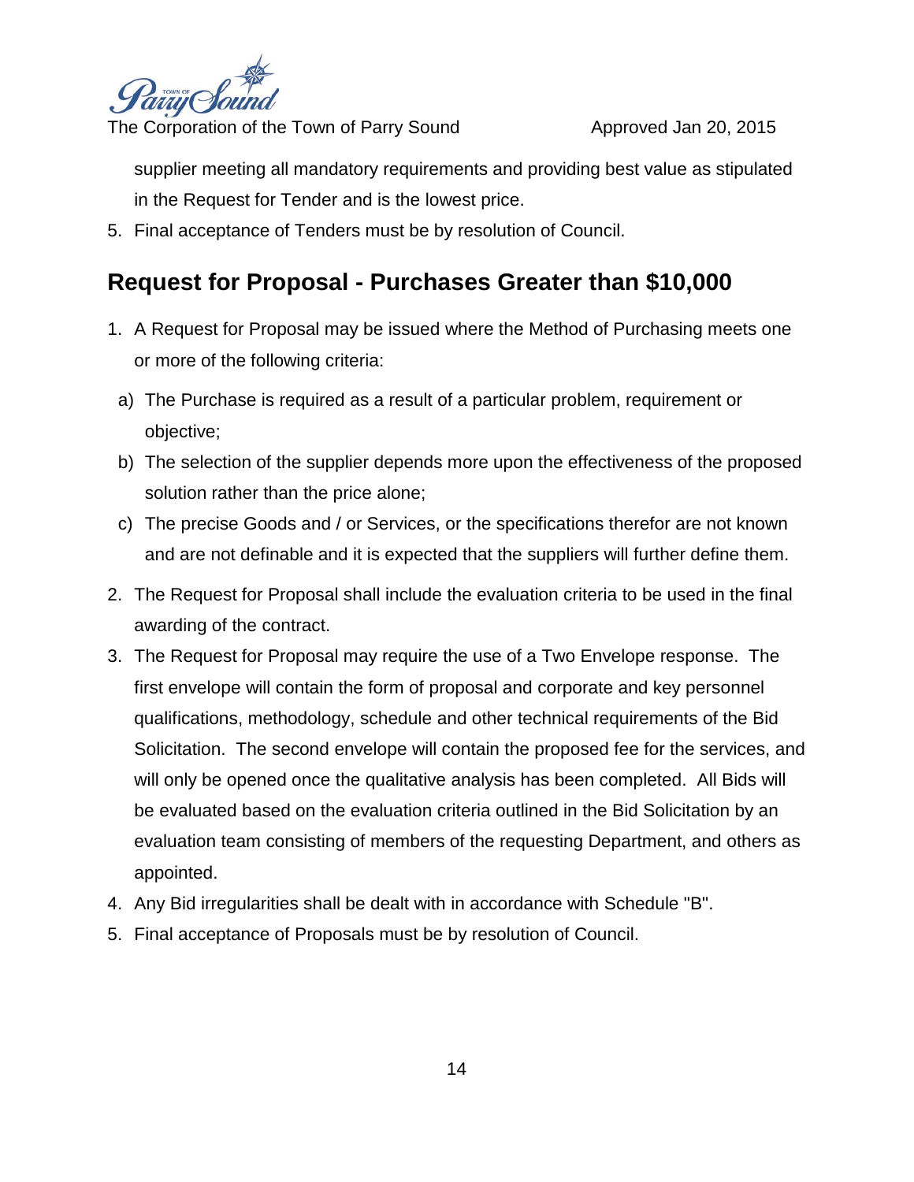supplier meeting all mandatory requirements and providing best value as stipulated in the Request for Tender and is the lowest price.

5. Final acceptance of Tenders must be by resolution of Council.

## Request for Proposal - Purchases Greater than $10,000

1. A Request for Proposal may be issued where the Method of Purchasing meets one or more of the following criteria:
   a) The Purchase is required as a result of a particular problem, requirement or objective;
   b) The selection of the supplier depends more upon the effectiveness of the proposed solution rather than the price alone;
   c) The precise Goods and / or Services, or the specifications therefor are not known and are not definable and it is expected that the suppliers will further define them.
2. The Request for Proposal shall include the evaluation criteria to be used in the final awarding of the contract.
3. The Request for Proposal may require the use of a Two Envelope response. The first envelope will contain the form of proposal and corporate and key personnel qualifications, methodology, schedule and other technical requirements of the Bid Solicitation. The second envelope will contain the proposed fee for the services, and will only be opened once the qualitative analysis has been completed. All Bids will be evaluated based on the evaluation criteria outlined in the Bid Solicitation by an evaluation team consisting of members of the requesting Department, and others as appointed.
4. Any Bid irregularities shall be dealt with in accordance with Schedule "B".
5. Final acceptance of Proposals must be by resolution of Council.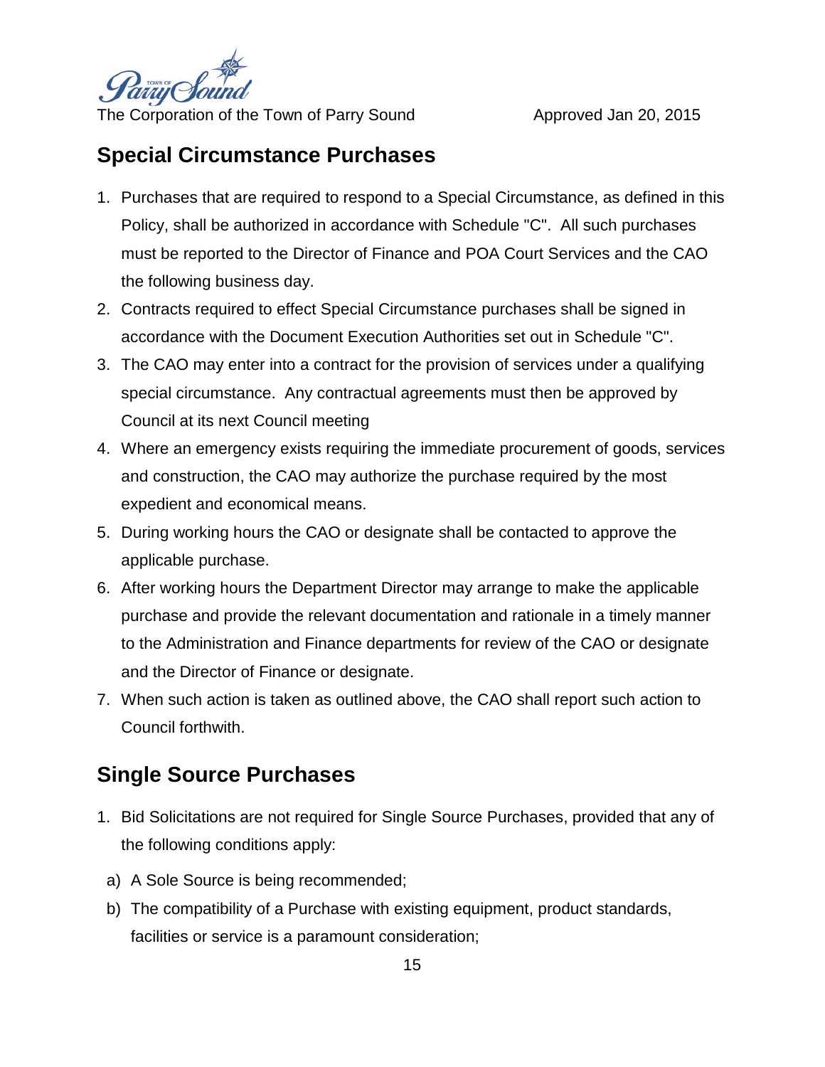## Special Circumstance Purchases

1. Purchases that are required to respond to a Special Circumstance, as defined in this Policy, shall be authorized in accordance with Schedule "C". All such purchases must be reported to the Director of Finance and POA Court Services and the CAO the following business day.
2. Contracts required to effect Special Circumstance purchases shall be signed in accordance with the Document Execution Authorities set out in Schedule "C".
3. The CAO may enter into a contract for the provision of services under a qualifying special circumstance. Any contractual agreements must then be approved by Council at its next Council meeting
4. Where an emergency exists requiring the immediate procurement of goods, services and construction, the CAO may authorize the purchase required by the most expedient and economical means.
5. During working hours the CAO or designate shall be contacted to approve the applicable purchase.
6. After working hours the Department Director may arrange to make the applicable purchase and provide the relevant documentation and rationale in a timely manner to the Administration and Finance departments for review of the CAO or designate and the Director of Finance or designate.
7. When such action is taken as outlined above, the CAO shall report such action to Council forthwith.

## Single Source Purchases

1. Bid Solicitations are not required for Single Source Purchases, provided that any of the following conditions apply:

   a) A Sole Source is being recommended;

   b) The compatibility of a Purchase with existing equipment, product standards, facilities or service is a paramount consideration;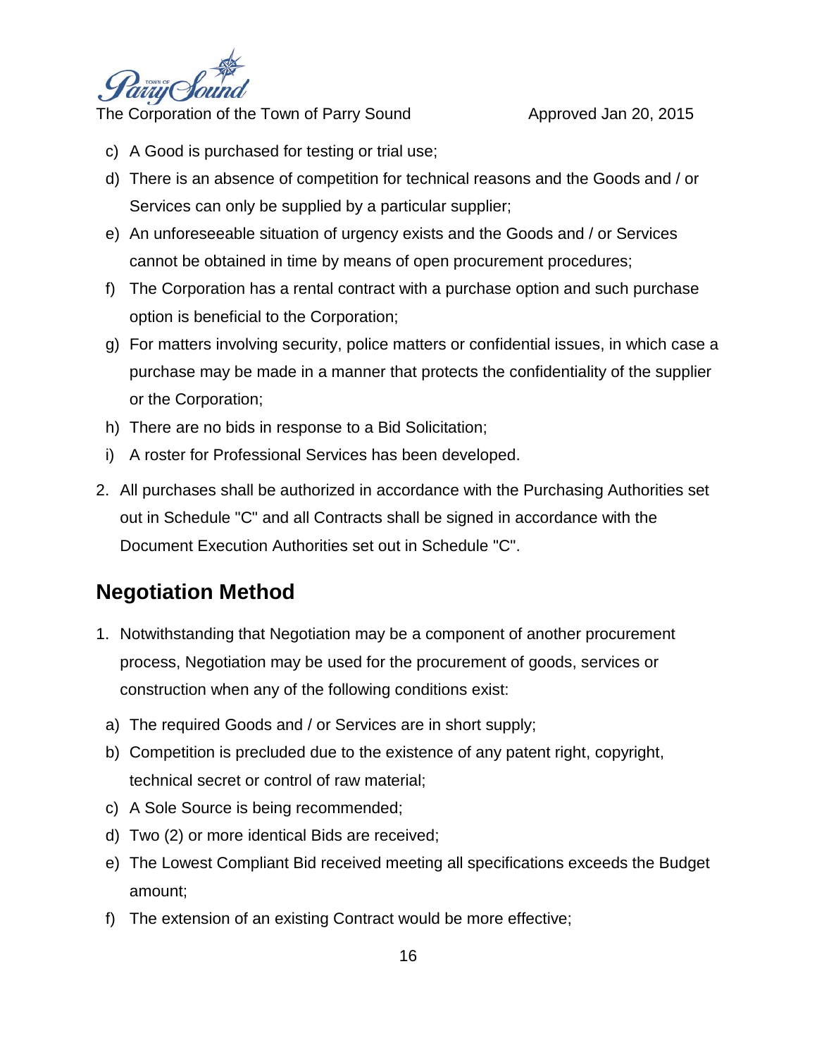c) A Good is purchased for testing or trial use;

d) There is an absence of competition for technical reasons and the Goods and / or Services can only be supplied by a particular supplier;

e) An unforeseeable situation of urgency exists and the Goods and / or Services cannot be obtained in time by means of open procurement procedures;

f) The Corporation has a rental contract with a purchase option and such purchase option is beneficial to the Corporation;

g) For matters involving security, police matters or confidential issues, in which case a purchase may be made in a manner that protects the confidentiality of the supplier or the Corporation;

h) There are no bids in response to a Bid Solicitation;

i) A roster for Professional Services has been developed.

2. All purchases shall be authorized in accordance with the Purchasing Authorities set out in Schedule "C" and all Contracts shall be signed in accordance with the Document Execution Authorities set out in Schedule "C".

## Negotiation Method

1. Notwithstanding that Negotiation may be a component of another procurement process, Negotiation may be used for the procurement of goods, services or construction when any of the following conditions exist:

a) The required Goods and / or Services are in short supply;

b) Competition is precluded due to the existence of any patent right, copyright, technical secret or control of raw material;

c) A Sole Source is being recommended;

d) Two (2) or more identical Bids are received;

e) The Lowest Compliant Bid received meeting all specifications exceeds the Budget amount;

f) The extension of an existing Contract would be more effective;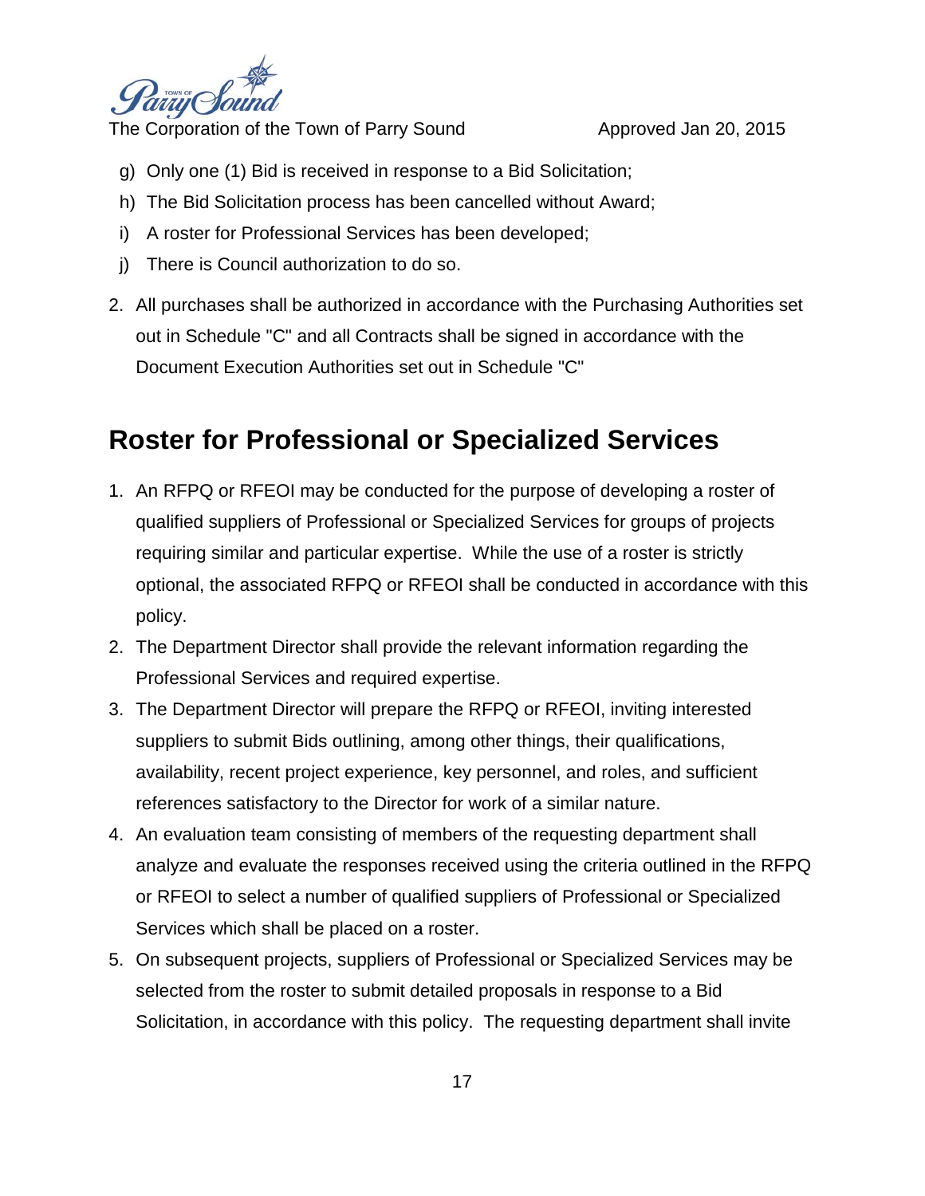g) Only one (1) Bid is received in response to a Bid Solicitation;
h) The Bid Solicitation process has been cancelled without Award;
i) A roster for Professional Services has been developed;
j) There is Council authorization to do so.

2. All purchases shall be authorized in accordance with the Purchasing Authorities set out in Schedule "C" and all Contracts shall be signed in accordance with the Document Execution Authorities set out in Schedule "C"

## Roster for Professional or Specialized Services

1. An RFPQ or RFEOI may be conducted for the purpose of developing a roster of qualified suppliers of Professional or Specialized Services for groups of projects requiring similar and particular expertise. While the use of a roster is strictly optional, the associated RFPQ or RFEOI shall be conducted in accordance with this policy.
2. The Department Director shall provide the relevant information regarding the Professional Services and required expertise.
3. The Department Director will prepare the RFPQ or RFEOI, inviting interested suppliers to submit Bids outlining, among other things, their qualifications, availability, recent project experience, key personnel, and roles, and sufficient references satisfactory to the Director for work of a similar nature.
4. An evaluation team consisting of members of the requesting department shall analyze and evaluate the responses received using the criteria outlined in the RFPQ or RFEOI to select a number of qualified suppliers of Professional or Specialized Services which shall be placed on a roster.
5. On subsequent projects, suppliers of Professional or Specialized Services may be selected from the roster to submit detailed proposals in response to a Bid Solicitation, in accordance with this policy. The requesting department shall invite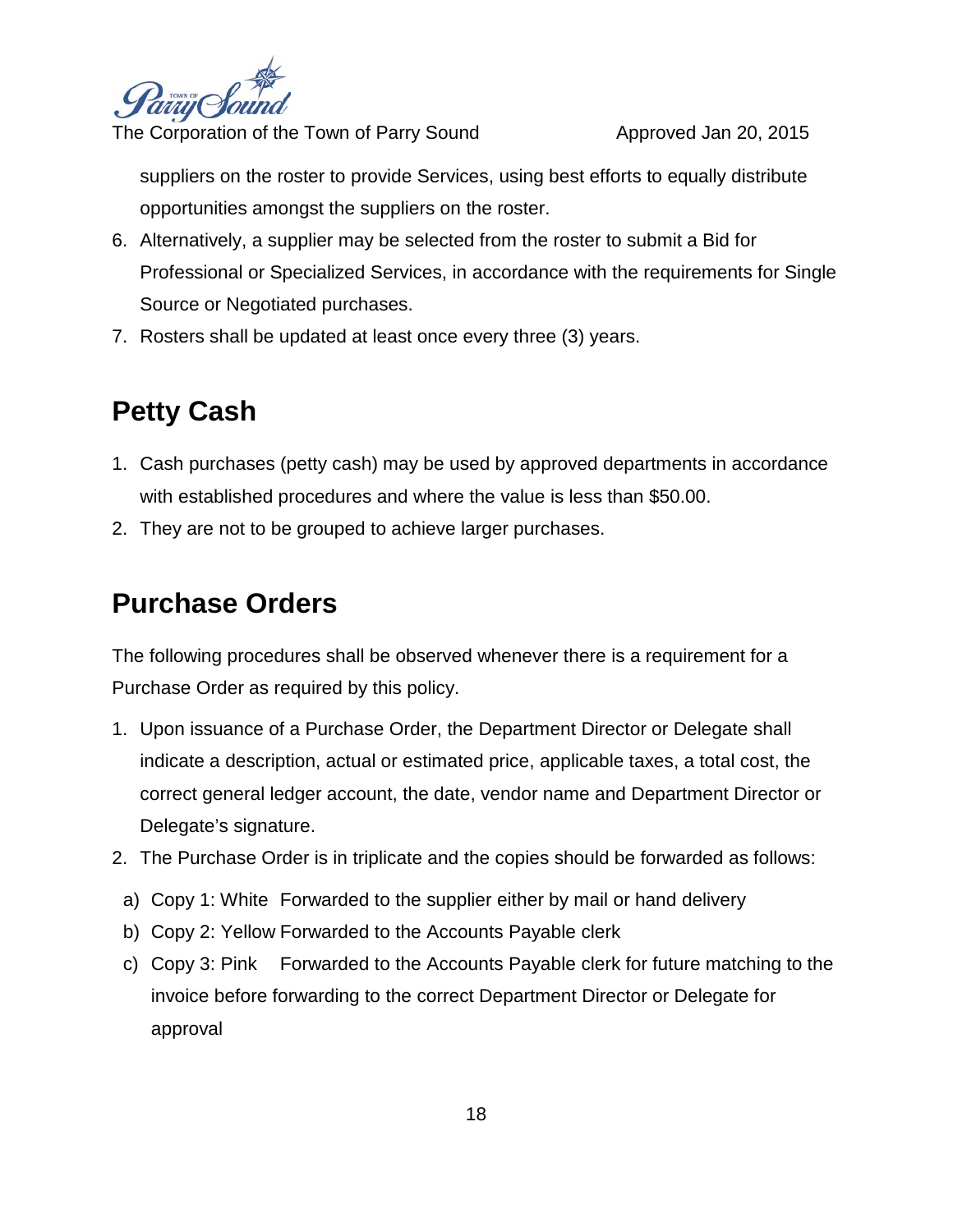suppliers on the roster to provide Services, using best efforts to equally distribute opportunities amongst the suppliers on the roster.

6. Alternatively, a supplier may be selected from the roster to submit a Bid for Professional or Specialized Services, in accordance with the requirements for Single Source or Negotiated purchases.
7. Rosters shall be updated at least once every three (3) years.

## Petty Cash

1. Cash purchases (petty cash) may be used by approved departments in accordance with established procedures and where the value is less than $50.00.
2. They are not to be grouped to achieve larger purchases.

## Purchase Orders

The following procedures shall be observed whenever there is a requirement for a Purchase Order as required by this policy.

1. Upon issuance of a Purchase Order, the Department Director or Delegate shall indicate a description, actual or estimated price, applicable taxes, a total cost, the correct general ledger account, the date, vendor name and Department Director or Delegate's signature.
2. The Purchase Order is in triplicate and the copies should be forwarded as follows:
   a) Copy 1: White Forwarded to the supplier either by mail or hand delivery
   b) Copy 2: Yellow Forwarded to the Accounts Payable clerk
   c) Copy 3: Pink Forwarded to the Accounts Payable clerk for future matching to the invoice before forwarding to the correct Department Director or Delegate for approval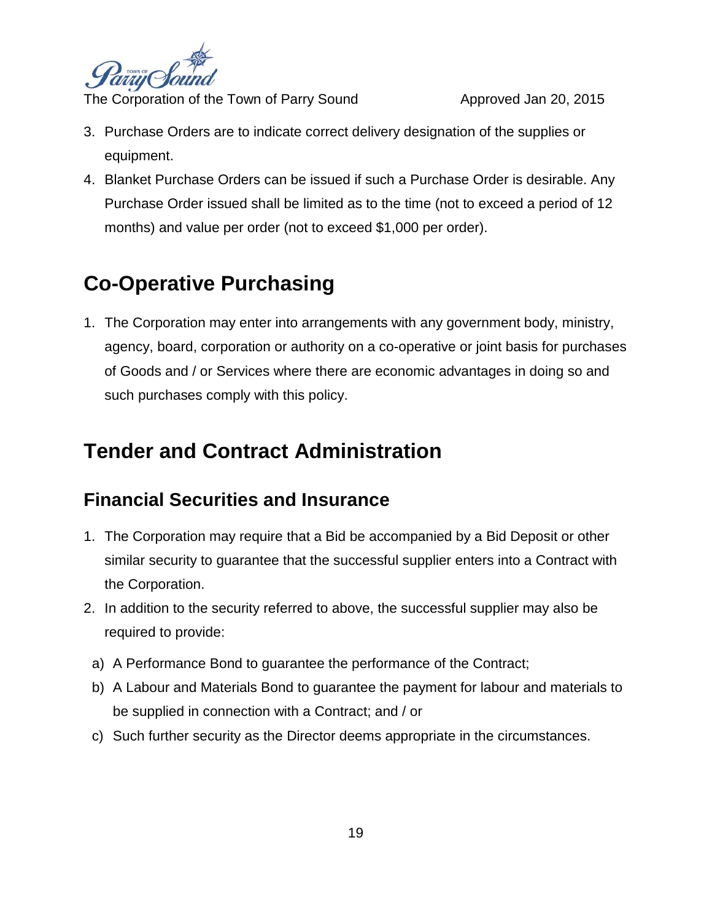3. Purchase Orders are to indicate correct delivery designation of the supplies or equipment.
4. Blanket Purchase Orders can be issued if such a Purchase Order is desirable. Any Purchase Order issued shall be limited as to the time (not to exceed a period of 12 months) and value per order (not to exceed $1,000 per order).

## Co-Operative Purchasing

1. The Corporation may enter into arrangements with any government body, ministry, agency, board, corporation or authority on a co-operative or joint basis for purchases of Goods and / or Services where there are economic advantages in doing so and such purchases comply with this policy.

## Tender and Contract Administration

### Financial Securities and Insurance

1. The Corporation may require that a Bid be accompanied by a Bid Deposit or other similar security to guarantee that the successful supplier enters into a Contract with the Corporation.
2. In addition to the security referred to above, the successful supplier may also be required to provide:
   a) A Performance Bond to guarantee the performance of the Contract;
   b) A Labour and Materials Bond to guarantee the payment for labour and materials to be supplied in connection with a Contract; and / or
   c) Such further security as the Director deems appropriate in the circumstances.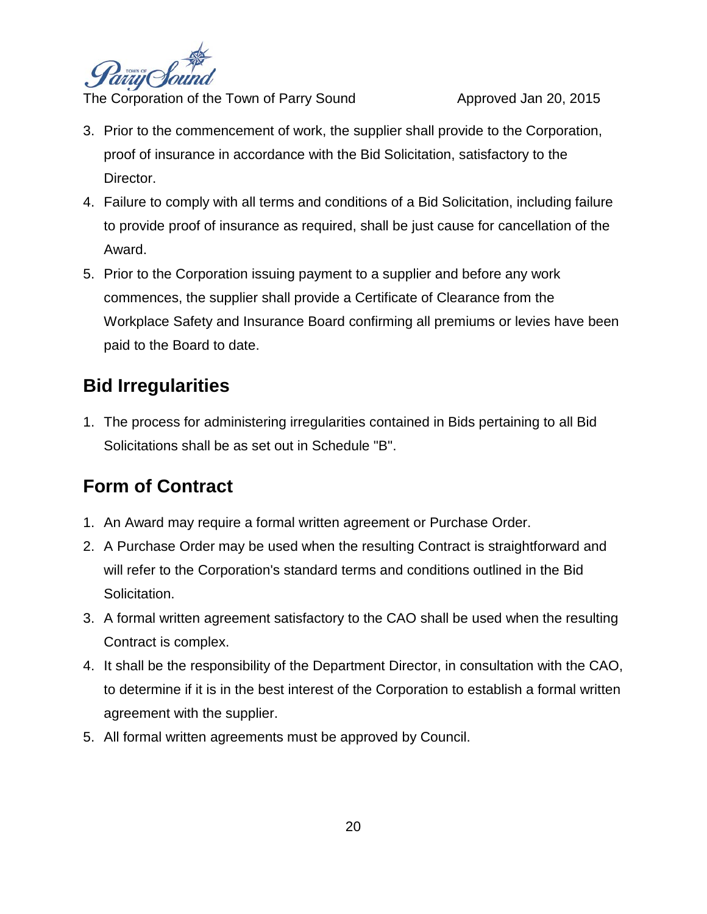3. Prior to the commencement of work, the supplier shall provide to the Corporation, proof of insurance in accordance with the Bid Solicitation, satisfactory to the Director.
4. Failure to comply with all terms and conditions of a Bid Solicitation, including failure to provide proof of insurance as required, shall be just cause for cancellation of the Award.
5. Prior to the Corporation issuing payment to a supplier and before any work commences, the supplier shall provide a Certificate of Clearance from the Workplace Safety and Insurance Board confirming all premiums or levies have been paid to the Board to date.

## Bid Irregularities

1. The process for administering irregularities contained in Bids pertaining to all Bid Solicitations shall be as set out in Schedule "B".

## Form of Contract

1. An Award may require a formal written agreement or Purchase Order.
2. A Purchase Order may be used when the resulting Contract is straightforward and will refer to the Corporation's standard terms and conditions outlined in the Bid Solicitation.
3. A formal written agreement satisfactory to the CAO shall be used when the resulting Contract is complex.
4. It shall be the responsibility of the Department Director, in consultation with the CAO, to determine if it is in the best interest of the Corporation to establish a formal written agreement with the supplier.
5. All formal written agreements must be approved by Council.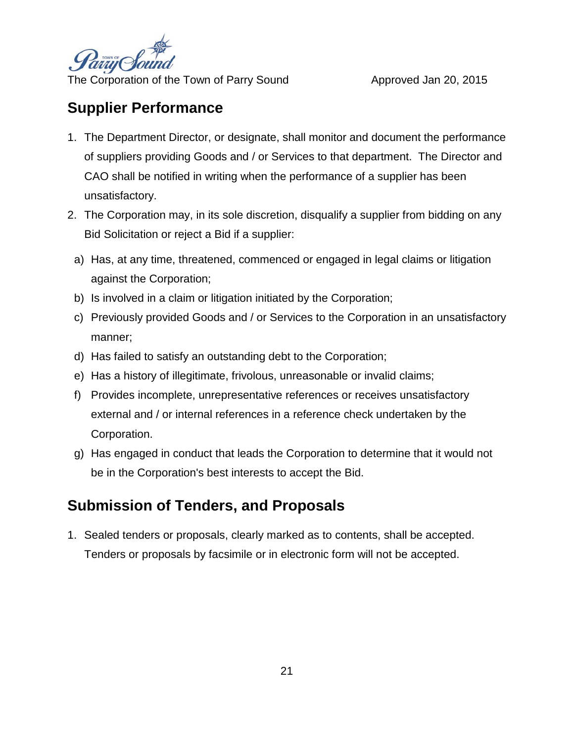## Supplier Performance

1. The Department Director, or designate, shall monitor and document the performance of suppliers providing Goods and / or Services to that department. The Director and CAO shall be notified in writing when the performance of a supplier has been unsatisfactory.
2. The Corporation may, in its sole discretion, disqualify a supplier from bidding on any Bid Solicitation or reject a Bid if a supplier:
   a) Has, at any time, threatened, commenced or engaged in legal claims or litigation against the Corporation;
   b) Is involved in a claim or litigation initiated by the Corporation;
   c) Previously provided Goods and / or Services to the Corporation in an unsatisfactory manner;
   d) Has failed to satisfy an outstanding debt to the Corporation;
   e) Has a history of illegitimate, frivolous, unreasonable or invalid claims;
   f) Provides incomplete, unrepresentative references or receives unsatisfactory external and / or internal references in a reference check undertaken by the Corporation.
   g) Has engaged in conduct that leads the Corporation to determine that it would not be in the Corporation's best interests to accept the Bid.

## Submission of Tenders, and Proposals

1. Sealed tenders or proposals, clearly marked as to contents, shall be accepted. Tenders or proposals by facsimile or in electronic form will not be accepted.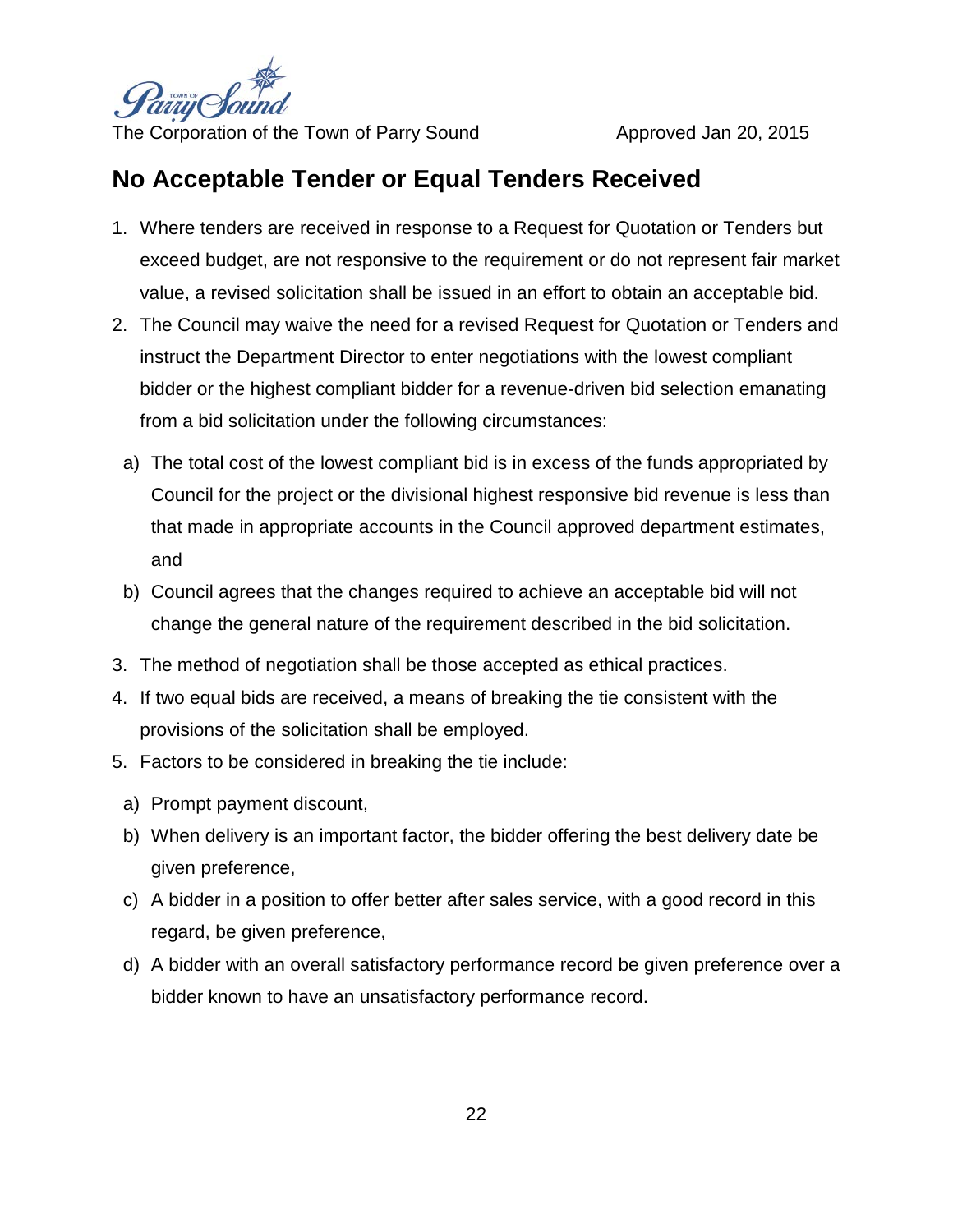## No Acceptable Tender or Equal Tenders Received

1. Where tenders are received in response to a Request for Quotation or Tenders but exceed budget, are not responsive to the requirement or do not represent fair market value, a revised solicitation shall be issued in an effort to obtain an acceptable bid.
2. The Council may waive the need for a revised Request for Quotation or Tenders and instruct the Department Director to enter negotiations with the lowest compliant bidder or the highest compliant bidder for a revenue-driven bid selection emanating from a bid solicitation under the following circumstances:

   a) The total cost of the lowest compliant bid is in excess of the funds appropriated by Council for the project or the divisional highest responsive bid revenue is less than that made in appropriate accounts in the Council approved department estimates, and

   b) Council agrees that the changes required to achieve an acceptable bid will not change the general nature of the requirement described in the bid solicitation.

3. The method of negotiation shall be those accepted as ethical practices.
4. If two equal bids are received, a means of breaking the tie consistent with the provisions of the solicitation shall be employed.
5. Factors to be considered in breaking the tie include:

   a) Prompt payment discount,

   b) When delivery is an important factor, the bidder offering the best delivery date be given preference,

   c) A bidder in a position to offer better after sales service, with a good record in this regard, be given preference,

   d) A bidder with an overall satisfactory performance record be given preference over a bidder known to have an unsatisfactory performance record.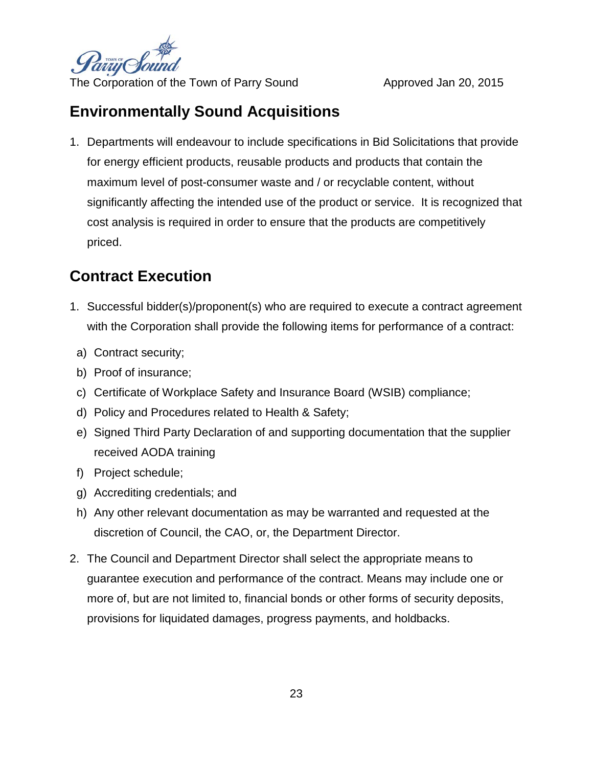## Environmentally Sound Acquisitions

1. Departments will endeavour to include specifications in Bid Solicitations that provide for energy efficient products, reusable products and products that contain the maximum level of post-consumer waste and / or recyclable content, without significantly affecting the intended use of the product or service. It is recognized that cost analysis is required in order to ensure that the products are competitively priced.

## Contract Execution

1. Successful bidder(s)/proponent(s) who are required to execute a contract agreement with the Corporation shall provide the following items for performance of a contract:
   a) Contract security;
   b) Proof of insurance;
   c) Certificate of Workplace Safety and Insurance Board (WSIB) compliance;
   d) Policy and Procedures related to Health & Safety;
   e) Signed Third Party Declaration of and supporting documentation that the supplier received AODA training
   f) Project schedule;
   g) Accrediting credentials; and
   h) Any other relevant documentation as may be warranted and requested at the discretion of Council, the CAO, or, the Department Director.
2. The Council and Department Director shall select the appropriate means to guarantee execution and performance of the contract. Means may include one or more of, but are not limited to, financial bonds or other forms of security deposits, provisions for liquidated damages, progress payments, and holdbacks.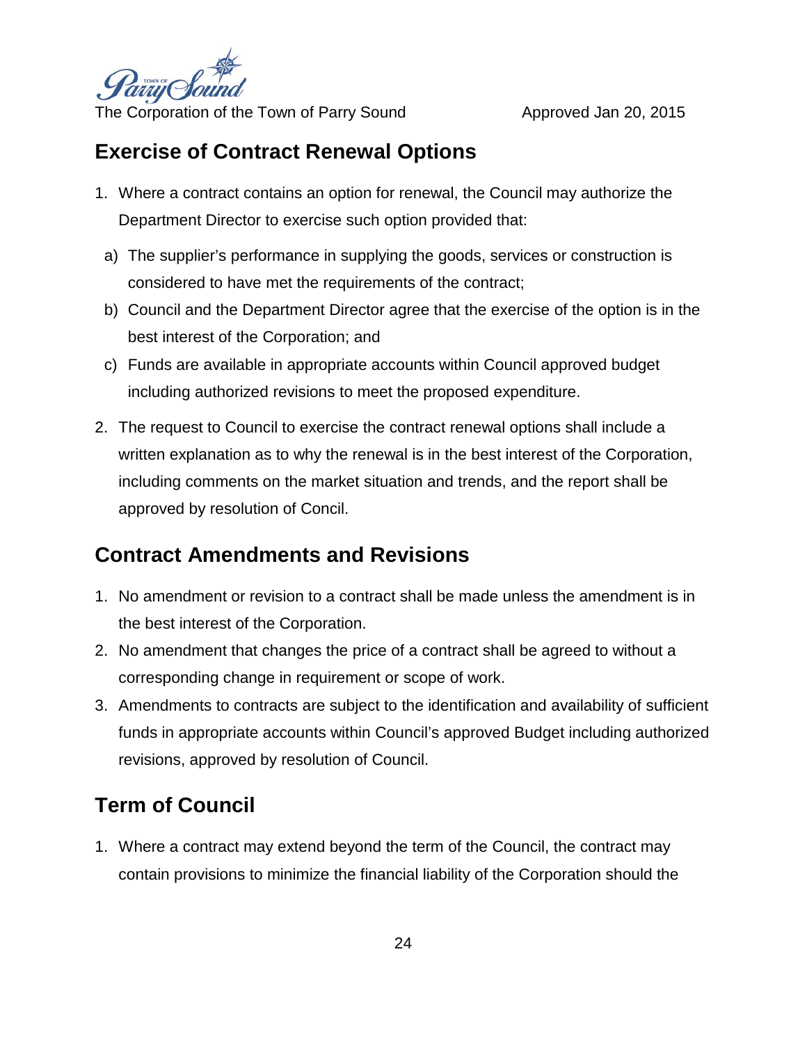## Exercise of Contract Renewal Options

1. Where a contract contains an option for renewal, the Council may authorize the Department Director to exercise such option provided that:
   a) The supplier's performance in supplying the goods, services or construction is considered to have met the requirements of the contract;
   b) Council and the Department Director agree that the exercise of the option is in the best interest of the Corporation; and
   c) Funds are available in appropriate accounts within Council approved budget including authorized revisions to meet the proposed expenditure.
2. The request to Council to exercise the contract renewal options shall include a written explanation as to why the renewal is in the best interest of the Corporation, including comments on the market situation and trends, and the report shall be approved by resolution of Concil.

## Contract Amendments and Revisions

1. No amendment or revision to a contract shall be made unless the amendment is in the best interest of the Corporation.
2. No amendment that changes the price of a contract shall be agreed to without a corresponding change in requirement or scope of work.
3. Amendments to contracts are subject to the identification and availability of sufficient funds in appropriate accounts within Council's approved Budget including authorized revisions, approved by resolution of Council.

## Term of Council

1. Where a contract may extend beyond the term of the Council, the contract may contain provisions to minimize the financial liability of the Corporation should the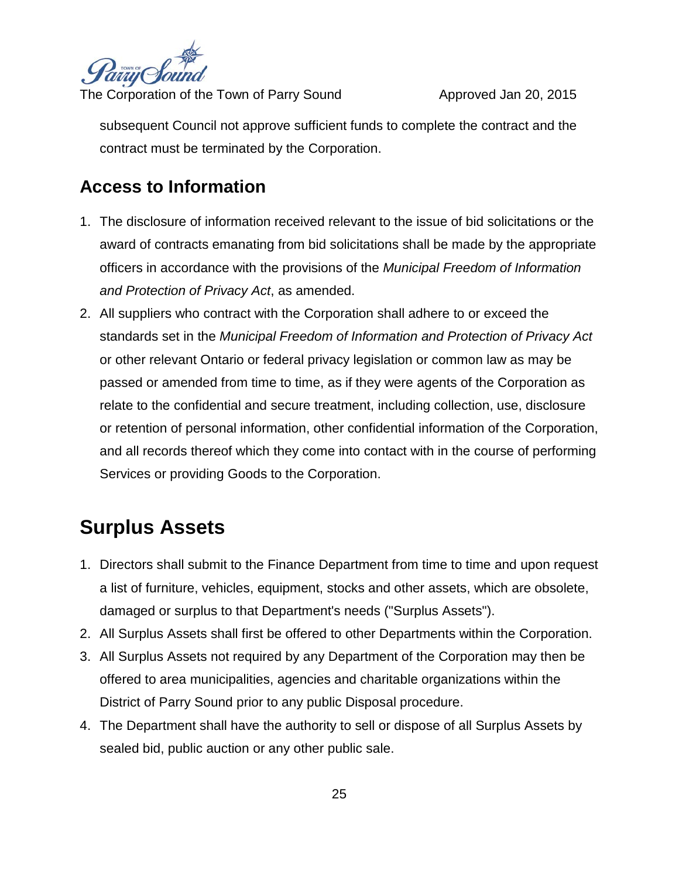subsequent Council not approve sufficient funds to complete the contract and the contract must be terminated by the Corporation.

## Access to Information

1. The disclosure of information received relevant to the issue of bid solicitations or the award of contracts emanating from bid solicitations shall be made by the appropriate officers in accordance with the provisions of the *Municipal Freedom of Information and Protection of Privacy Act*, as amended.
2. All suppliers who contract with the Corporation shall adhere to or exceed the standards set in the *Municipal Freedom of Information and Protection of Privacy Act* or other relevant Ontario or federal privacy legislation or common law as may be passed or amended from time to time, as if they were agents of the Corporation as relate to the confidential and secure treatment, including collection, use, disclosure or retention of personal information, other confidential information of the Corporation, and all records thereof which they come into contact with in the course of performing Services or providing Goods to the Corporation.

# Surplus Assets

1. Directors shall submit to the Finance Department from time to time and upon request a list of furniture, vehicles, equipment, stocks and other assets, which are obsolete, damaged or surplus to that Department's needs ("Surplus Assets").
2. All Surplus Assets shall first be offered to other Departments within the Corporation.
3. All Surplus Assets not required by any Department of the Corporation may then be offered to area municipalities, agencies and charitable organizations within the District of Parry Sound prior to any public Disposal procedure.
4. The Department shall have the authority to sell or dispose of all Surplus Assets by sealed bid, public auction or any other public sale.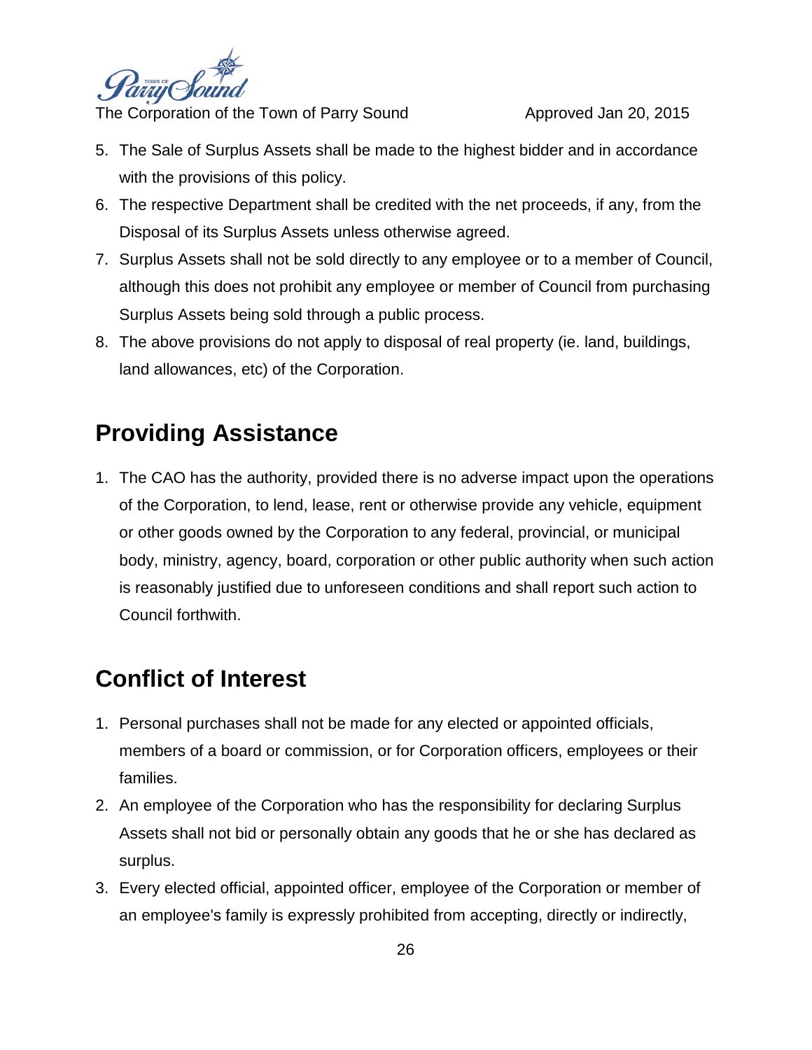5. The Sale of Surplus Assets shall be made to the highest bidder and in accordance with the provisions of this policy.
6. The respective Department shall be credited with the net proceeds, if any, from the Disposal of its Surplus Assets unless otherwise agreed.
7. Surplus Assets shall not be sold directly to any employee or to a member of Council, although this does not prohibit any employee or member of Council from purchasing Surplus Assets being sold through a public process.
8. The above provisions do not apply to disposal of real property (ie. land, buildings, land allowances, etc) of the Corporation.

## Providing Assistance

1. The CAO has the authority, provided there is no adverse impact upon the operations of the Corporation, to lend, lease, rent or otherwise provide any vehicle, equipment or other goods owned by the Corporation to any federal, provincial, or municipal body, ministry, agency, board, corporation or other public authority when such action is reasonably justified due to unforeseen conditions and shall report such action to Council forthwith.

## Conflict of Interest

1. Personal purchases shall not be made for any elected or appointed officials, members of a board or commission, or for Corporation officers, employees or their families.
2. An employee of the Corporation who has the responsibility for declaring Surplus Assets shall not bid or personally obtain any goods that he or she has declared as surplus.
3. Every elected official, appointed officer, employee of the Corporation or member of an employee's family is expressly prohibited from accepting, directly or indirectly,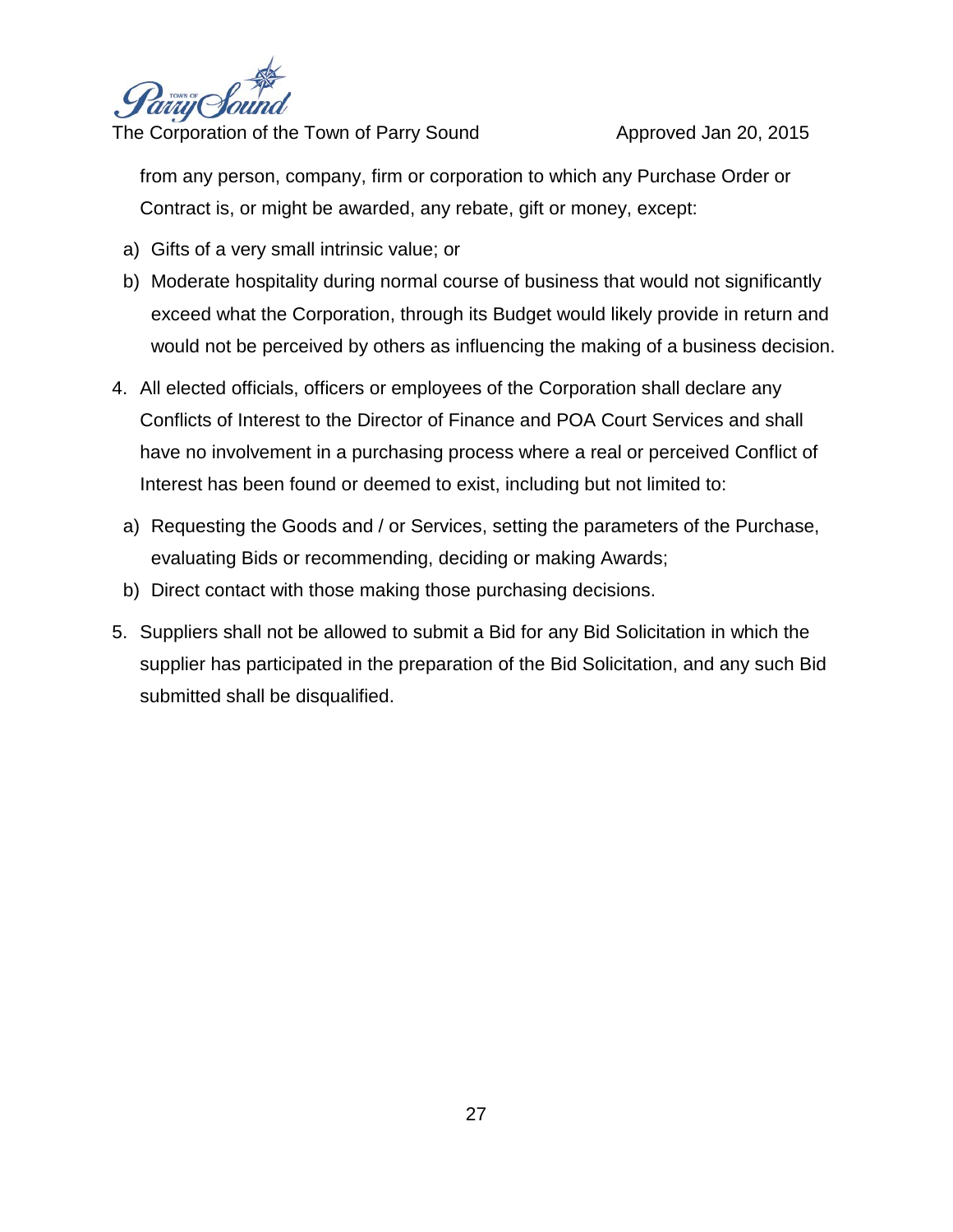from any person, company, firm or corporation to which any Purchase Order or Contract is, or might be awarded, any rebate, gift or money, except:

a) Gifts of a very small intrinsic value; or
b) Moderate hospitality during normal course of business that would not significantly exceed what the Corporation, through its Budget would likely provide in return and would not be perceived by others as influencing the making of a business decision.

4. All elected officials, officers or employees of the Corporation shall declare any Conflicts of Interest to the Director of Finance and POA Court Services and shall have no involvement in a purchasing process where a real or perceived Conflict of Interest has been found or deemed to exist, including but not limited to:

a) Requesting the Goods and / or Services, setting the parameters of the Purchase, evaluating Bids or recommending, deciding or making Awards;
b) Direct contact with those making those purchasing decisions.

5. Suppliers shall not be allowed to submit a Bid for any Bid Solicitation in which the supplier has participated in the preparation of the Bid Solicitation, and any such Bid submitted shall be disqualified.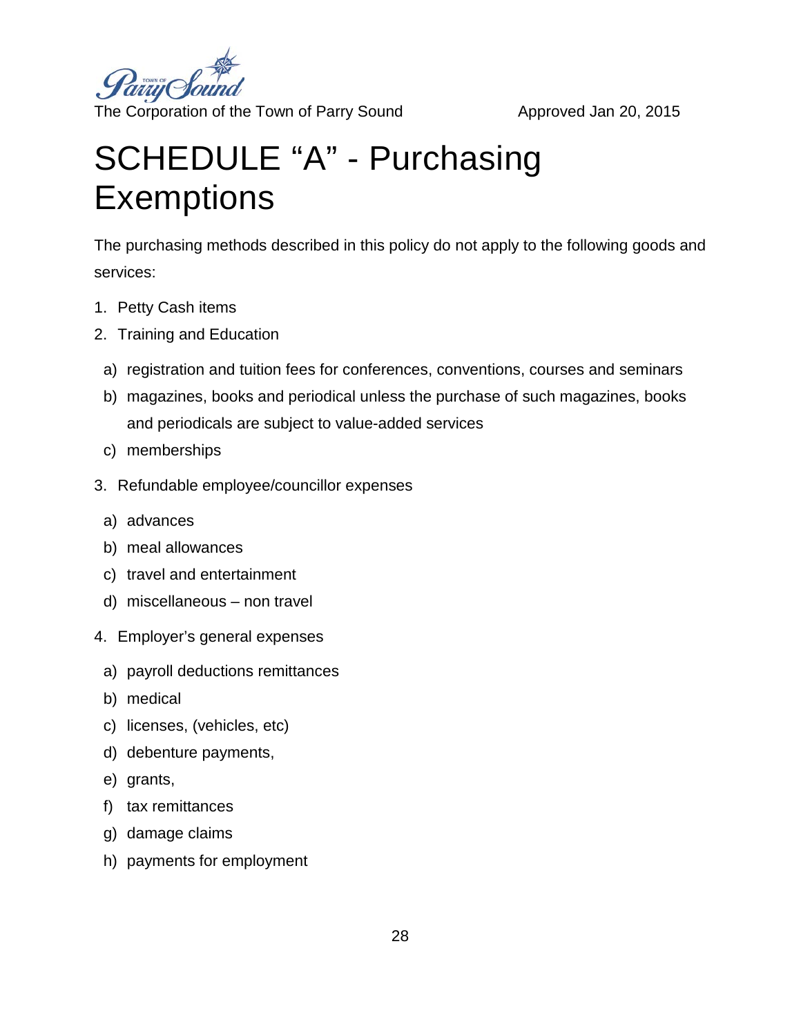The Corporation of the Town of Parry Sound Approved Jan 20, 2015

# SCHEDULE "A" - Purchasing Exemptions

The purchasing methods described in this policy do not apply to the following goods and services:

1. Petty Cash items
2. Training and Education
   - a) registration and tuition fees for conferences, conventions, courses and seminars
   - b) magazines, books and periodical unless the purchase of such magazines, books and periodicals are subject to value-added services
   - c) memberships
3. Refundable employee/councillor expenses
   - a) advances
   - b) meal allowances
   - c) travel and entertainment
   - d) miscellaneous – non travel
4. Employer's general expenses
   - a) payroll deductions remittances
   - b) medical
   - c) licenses, (vehicles, etc)
   - d) debenture payments,
   - e) grants,
   - f) tax remittances
   - g) damage claims
   - h) payments for employment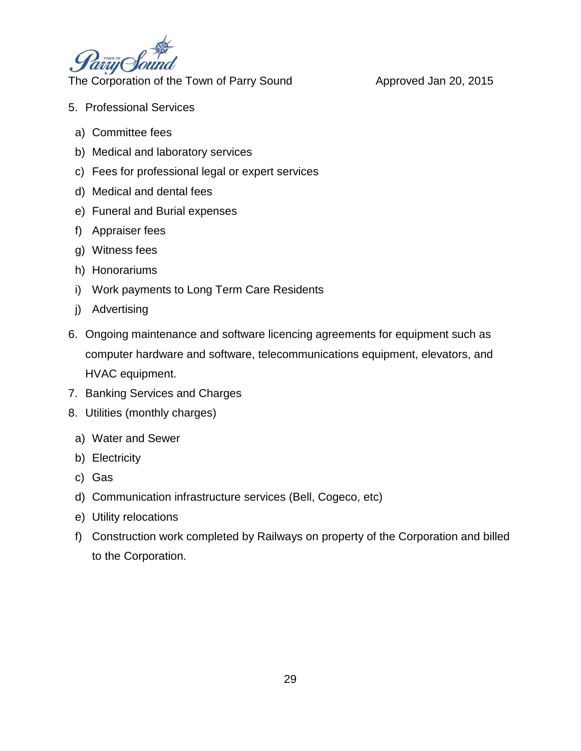5. Professional Services
   a) Committee fees
   b) Medical and laboratory services
   c) Fees for professional legal or expert services
   d) Medical and dental fees
   e) Funeral and Burial expenses
   f) Appraiser fees
   g) Witness fees
   h) Honorariums
   i) Work payments to Long Term Care Residents
   j) Advertising
6. Ongoing maintenance and software licencing agreements for equipment such as computer hardware and software, telecommunications equipment, elevators, and HVAC equipment.
7. Banking Services and Charges
8. Utilities (monthly charges)
   a) Water and Sewer
   b) Electricity
   c) Gas
   d) Communication infrastructure services (Bell, Cogeco, etc)
   e) Utility relocations
   f) Construction work completed by Railways on property of the Corporation and billed to the Corporation.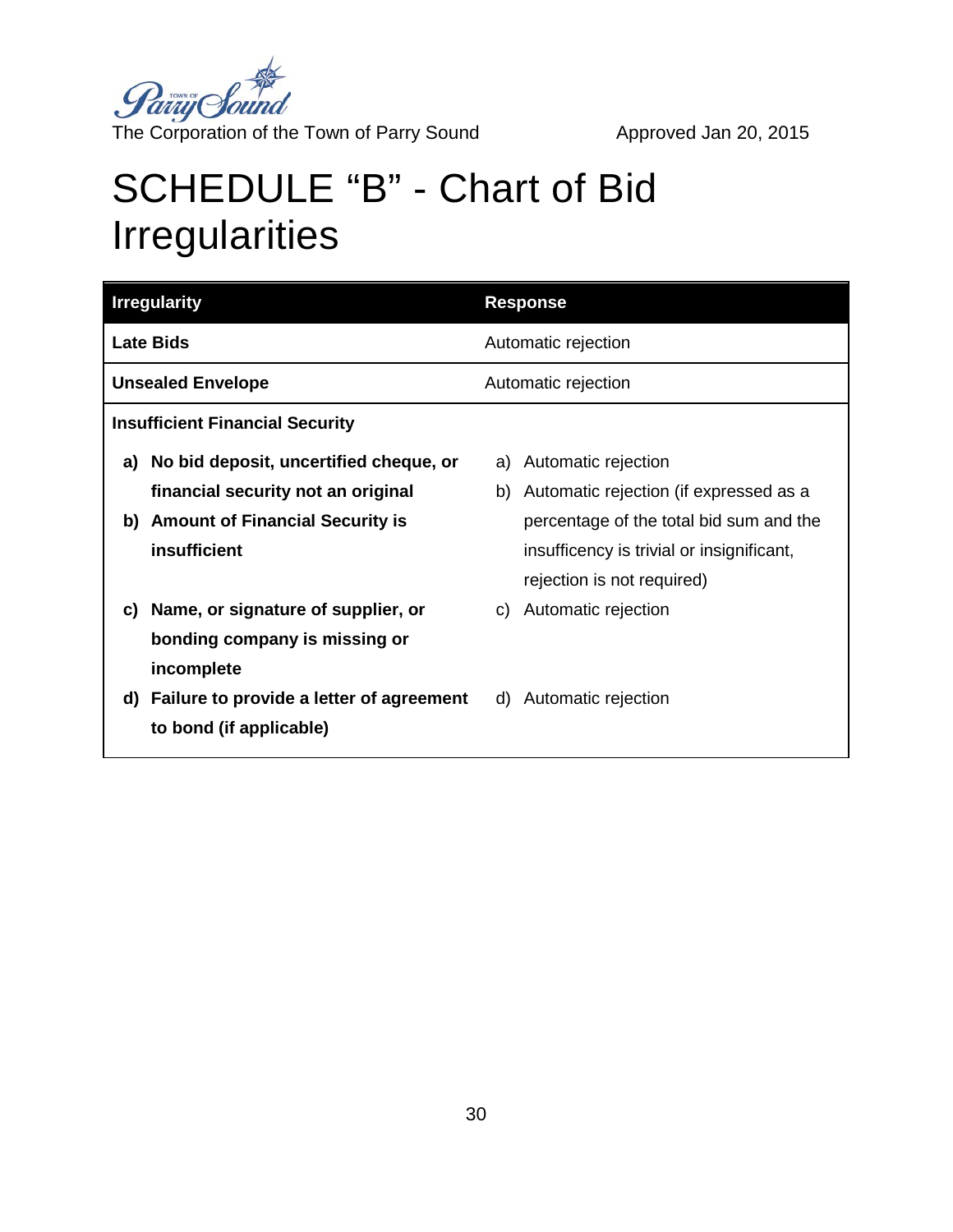The Corporation of the Town of Parry Sound Approved Jan 20, 2015

# SCHEDULE "B" - Chart of Bid Irregularities

| Irregularity | Response |
|---|---|
| **Late Bids** | Automatic rejection |
| **Unsealed Envelope** | Automatic rejection |
| **Insufficient Financial Security** | |
| **a) No bid deposit, uncertified cheque, or financial security not an original** | a) Automatic rejection |
| **b) Amount of Financial Security is insufficient** | b) Automatic rejection (if expressed as a percentage of the total bid sum and the insufficency is trivial or insignificant, rejection is not required) |
| **c) Name, or signature of supplier, or bonding company is missing or incomplete** | c) Automatic rejection |
| **d) Failure to provide a letter of agreement to bond (if applicable)** | d) Automatic rejection |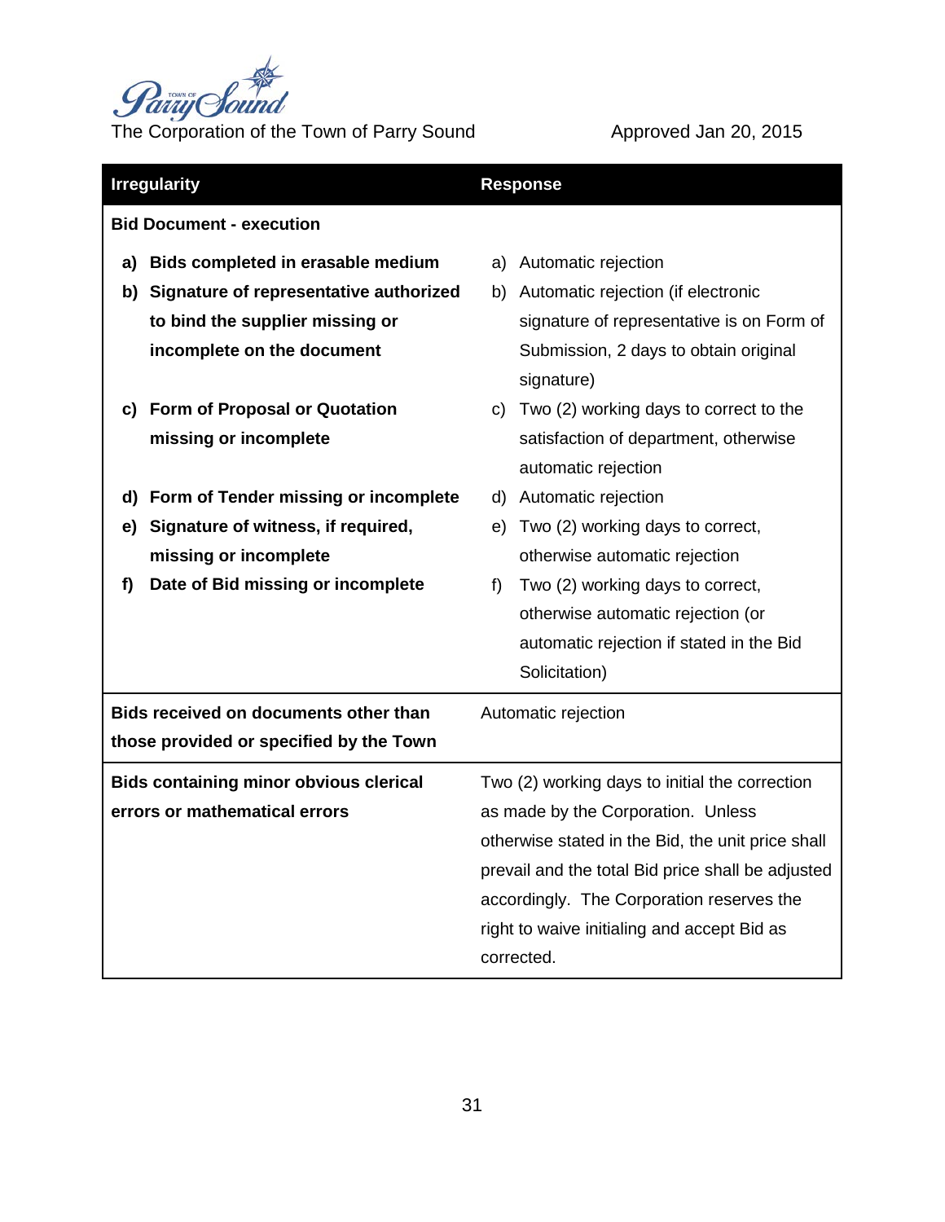| Irregularity | Response |
|---|---|
| **Bid Document - execution** | |
| **a) Bids completed in erasable medium** | a) Automatic rejection |
| **b) Signature of representative authorized to bind the supplier missing or incomplete on the document** | b) Automatic rejection (if electronic signature of representative is on Form of Submission, 2 days to obtain original signature) |
| **c) Form of Proposal or Quotation missing or incomplete** | c) Two (2) working days to correct to the satisfaction of department, otherwise automatic rejection |
| **d) Form of Tender missing or incomplete** | d) Automatic rejection |
| **e) Signature of witness, if required, missing or incomplete** | e) Two (2) working days to correct, otherwise automatic rejection |
| **f) Date of Bid missing or incomplete** | f) Two (2) working days to correct, otherwise automatic rejection (or automatic rejection if stated in the Bid Solicitation) |
| **Bids received on documents other than those provided or specified by the Town** | Automatic rejection |
| **Bids containing minor obvious clerical errors or mathematical errors** | Two (2) working days to initial the correction as made by the Corporation. Unless otherwise stated in the Bid, the unit price shall prevail and the total Bid price shall be adjusted accordingly. The Corporation reserves the right to waive initialing and accept Bid as corrected. |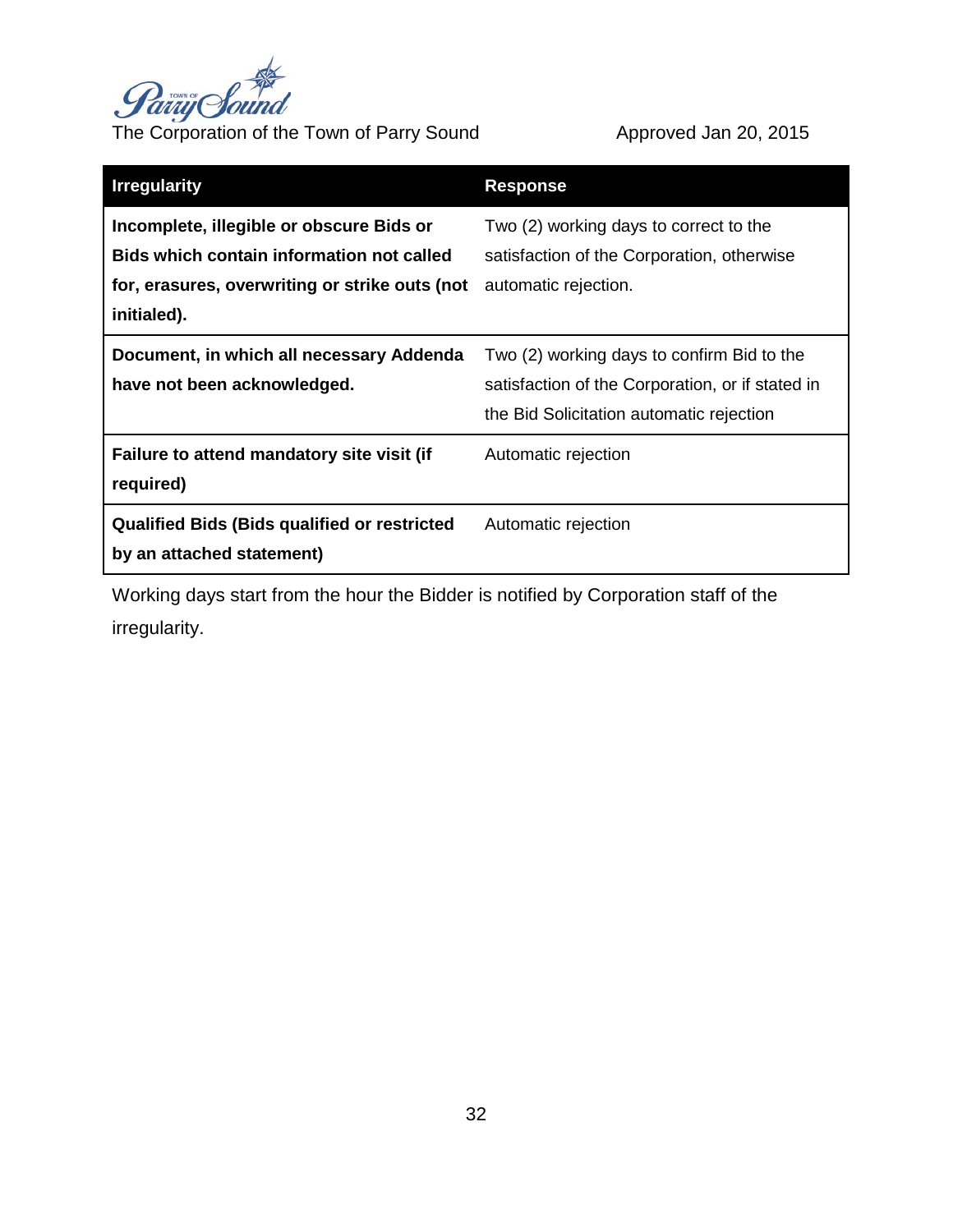| Irregularity | Response |
| --- | --- |
| **Incomplete, illegible or obscure Bids or Bids which contain information not called for, erasures, overwriting or strike outs (not initialed).** | Two (2) working days to correct to the satisfaction of the Corporation, otherwise automatic rejection. |
| **Document, in which all necessary Addenda have not been acknowledged.** | Two (2) working days to confirm Bid to the satisfaction of the Corporation, or if stated in the Bid Solicitation automatic rejection |
| **Failure to attend mandatory site visit (if required)** | Automatic rejection |
| **Qualified Bids (Bids qualified or restricted by an attached statement)** | Automatic rejection |

Working days start from the hour the Bidder is notified by Corporation staff of the irregularity.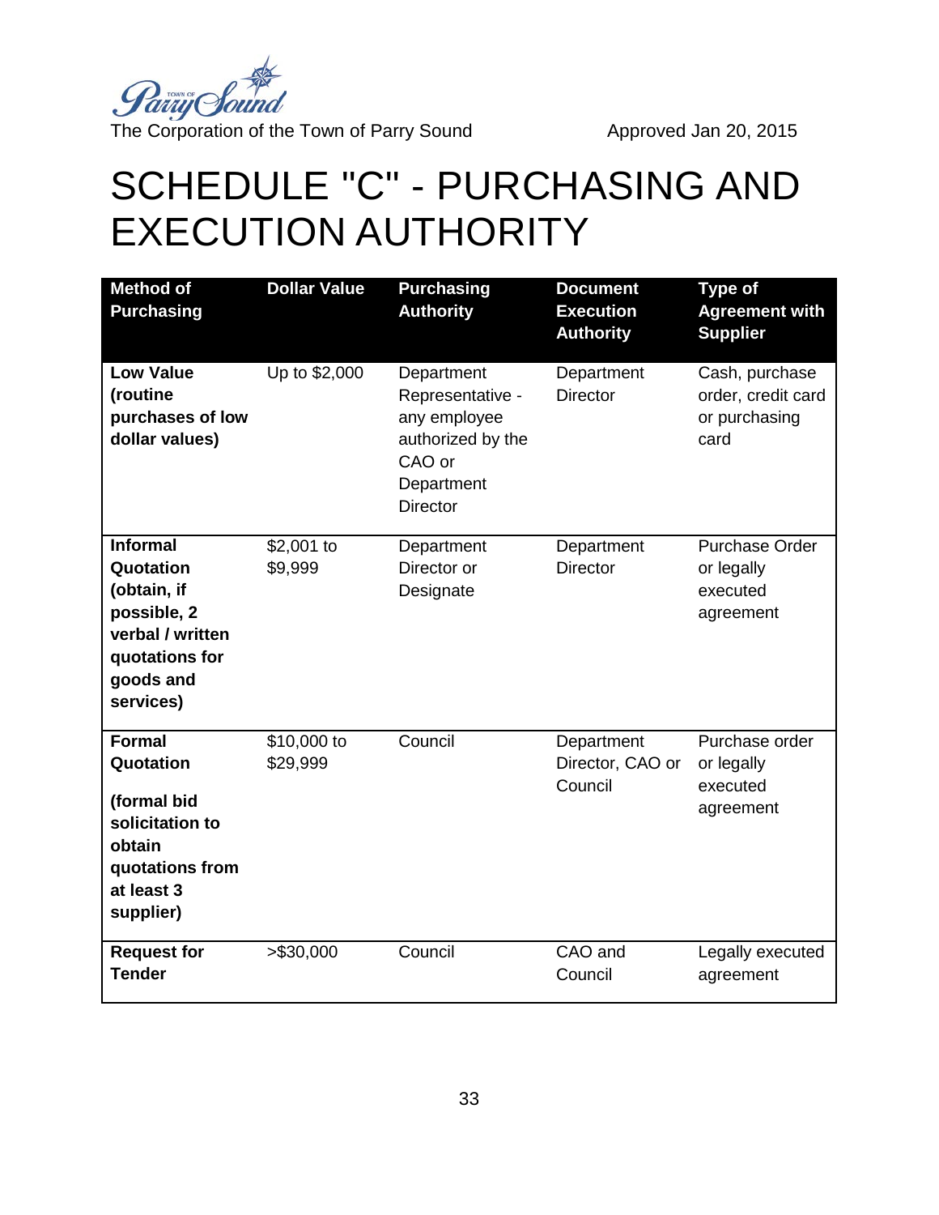The Corporation of the Town of Parry Sound Approved Jan 20, 2015

# SCHEDULE "C" - PURCHASING AND EXECUTION AUTHORITY

| Method of Purchasing | Dollar Value | Purchasing Authority | Document Execution Authority | Type of Agreement with Supplier |
|---|---|---|---|---|
| **Low Value (routine purchases of low dollar values)** | Up to $2,000 | Department Representative - any employee authorized by the CAO or Department Director | Department Director | Cash, purchase order, credit card or purchasing card |
| **Informal Quotation (obtain, if possible, 2 verbal / written quotations for goods and services)** | $2,001 to $9,999 | Department Director or Designate | Department Director | Purchase Order or legally executed agreement |
| **Formal Quotation**<br><br>**(formal bid solicitation to obtain quotations from at least 3 supplier)** | $10,000 to $29,999 | Council | Department Director, CAO or Council | Purchase order or legally executed agreement |
| **Request for Tender** | >$30,000 | Council | CAO and Council | Legally executed agreement |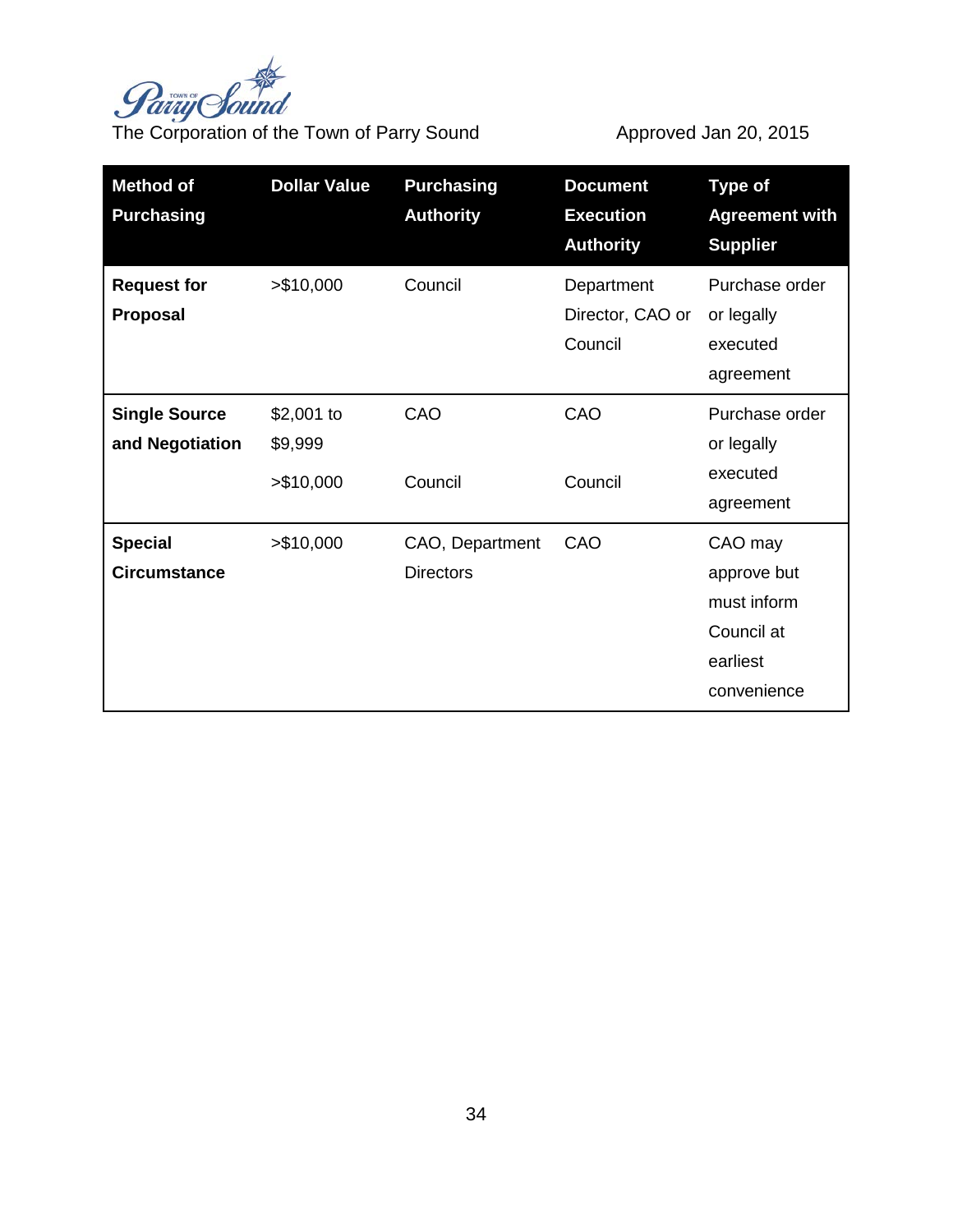The Corporation of the Town of Parry Sound Approved Jan 20, 2015

| Method of Purchasing | Dollar Value | Purchasing Authority | Document Execution Authority | Type of Agreement with Supplier |
|---|---|---|---|---|
| **Request for Proposal** | >$10,000 | Council | Department Director, CAO or Council | Purchase order or legally executed agreement |
| **Single Source and Negotiation** | $2,001 to $9,999<br>>$10,000 | CAO<br>Council | CAO<br>Council | Purchase order or legally executed agreement |
| **Special Circumstance** | >$10,000 | CAO, Department Directors | CAO | CAO may approve but must inform Council at earliest convenience |